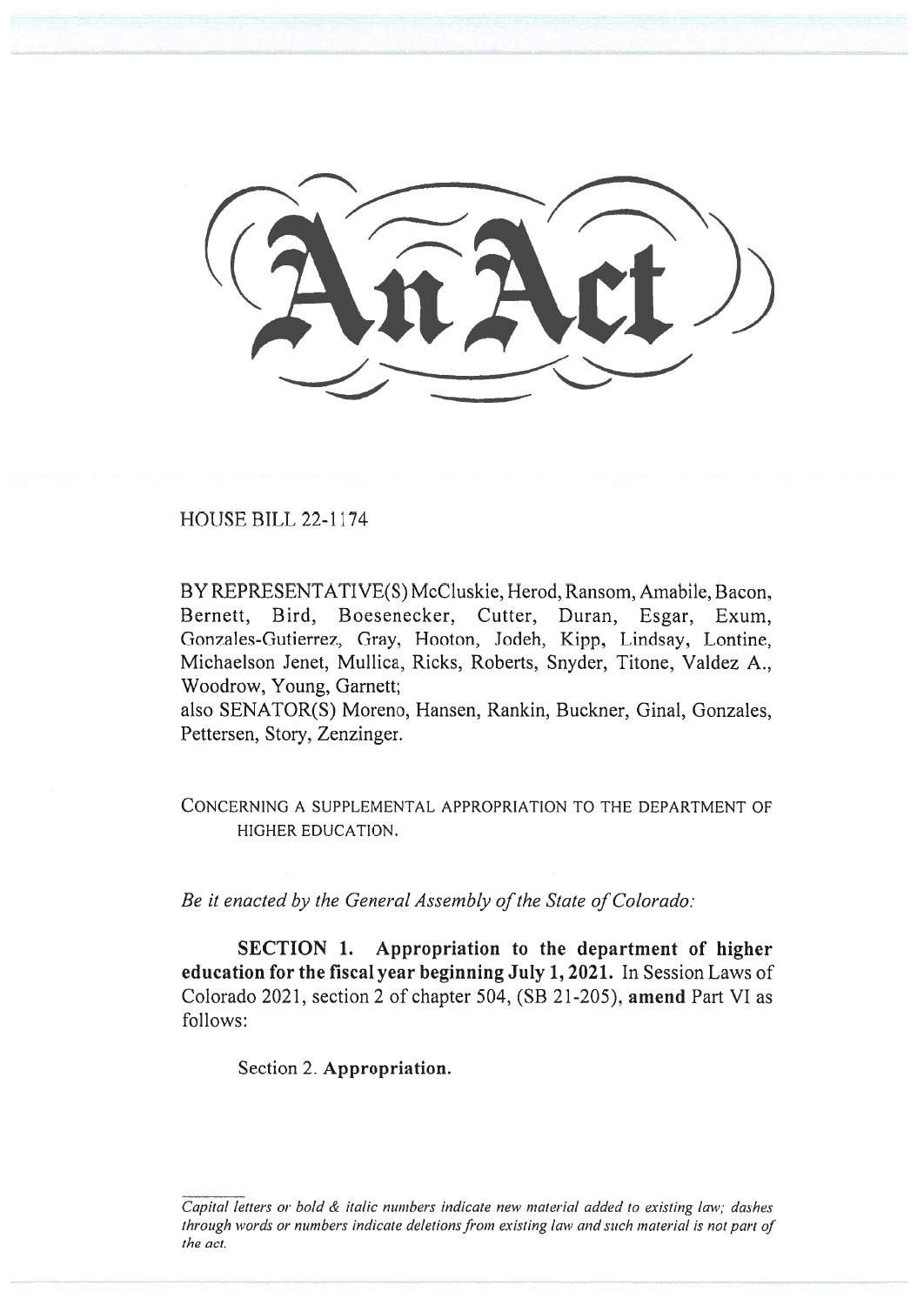# An Act

HOUSE BILL 22-1174

BY REPRESENTATIVE(S) McCluskie, Herod, Ransom, Amabile, Bacon, Bernett, Bird, Boesenecker, Cutter, Duran, Esgar, Exum, Gonzales-Gutierrez, Gray, Hooton, Jodeh, Kipp, Lindsay, Lontine, Michaelson Jenet, Mullica, Ricks, Roberts, Snyder, Titone, Valdez A., Woodrow, Young, Garnett;
also SENATOR(S) Moreno, Hansen, Rankin, Buckner, Ginal, Gonzales, Pettersen, Story, Zenzinger.

CONCERNING A SUPPLEMENTAL APPROPRIATION TO THE DEPARTMENT OF HIGHER EDUCATION.

*Be it enacted by the General Assembly of the State of Colorado:*

**SECTION 1. Appropriation to the department of higher education for the fiscal year beginning July 1, 2021.** In Session Laws of Colorado 2021, section 2 of chapter 504, (SB 21-205), **amend** Part VI as follows:

Section 2. **Appropriation.**

*Capital letters or bold & italic numbers indicate new material added to existing law; dashes through words or numbers indicate deletions from existing law and such material is not part of the act.*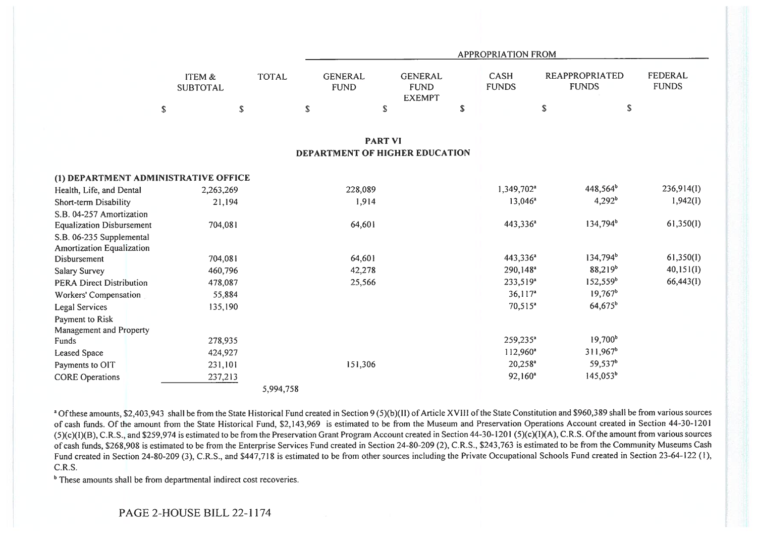| | ITEM & SUBTOTAL | TOTAL | APPROPRIATION FROM | | | | |
|---|---|---|---|---|---|---|---|
| | | | GENERAL FUND | GENERAL FUND EXEMPT | CASH FUNDS | REAPPROPRIATED FUNDS | FEDERAL FUNDS |
| | $ | $ | $ | $ | $ | $ | $ |

## PART VI
## DEPARTMENT OF HIGHER EDUCATION

| | ITEM & SUBTOTAL | TOTAL | GENERAL FUND | GENERAL FUND EXEMPT | CASH FUNDS | REAPPROPRIATED FUNDS | FEDERAL FUNDS |
|---|---|---|---|---|---|---|---|
| **(1) DEPARTMENT ADMINISTRATIVE OFFICE** | | | | | | | |
| Health, Life, and Dental | 2,263,269 | | 228,089 | | 1,349,702[a] | 448,564[b] | 236,914(I) |
| Short-term Disability | 21,194 | | 1,914 | | 13,046[a] | 4,292[b] | 1,942(I) |
| S.B. 04-257 Amortization Equalization Disbursement | 704,081 | | 64,601 | | 443,336[a] | 134,794[b] | 61,350(I) |
| S.B. 06-235 Supplemental Amortization Equalization Disbursement | 704,081 | | 64,601 | | 443,336[a] | 134,794[b] | 61,350(I) |
| Salary Survey | 460,796 | | 42,278 | | 290,148[a] | 88,219[b] | 40,151(I) |
| PERA Direct Distribution | 478,087 | | 25,566 | | 233,519[a] | 152,559[b] | 66,443(I) |
| Workers' Compensation | 55,884 | | | | 36,117[a] | 19,767[b] | |
| Legal Services | 135,190 | | | | 70,515[a] | 64,675[b] | |
| Payment to Risk Management and Property Funds | 278,935 | | | | 259,235[a] | 19,700[b] | |
| Leased Space | 424,927 | | | | 112,960[a] | 311,967[b] | |
| Payments to OIT | 231,101 | | 151,306 | | 20,258[a] | 59,537[b] | |
| CORE Operations | 237,213 | | | | 92,160[a] | 145,053[b] | |
| | | 5,994,758 | | | | | |

[a] Of these amounts, $2,403,943 shall be from the State Historical Fund created in Section 9 (5)(b)(II) of Article XVIII of the State Constitution and $960,389 shall be from various sources of cash funds. Of the amount from the State Historical Fund, $2,143,969 is estimated to be from the Museum and Preservation Operations Account created in Section 44-30-1201 (5)(c)(I)(B), C.R.S., and $259,974 is estimated to be from the Preservation Grant Program Account created in Section 44-30-1201 (5)(c)(I)(A), C.R.S. Of the amount from various sources of cash funds, $268,908 is estimated to be from the Enterprise Services Fund created in Section 24-80-209 (2), C.R.S., $243,763 is estimated to be from the Community Museums Cash Fund created in Section 24-80-209 (3), C.R.S., and $447,718 is estimated to be from other sources including the Private Occupational Schools Fund created in Section 23-64-122 (1), C.R.S.

[b] These amounts shall be from departmental indirect cost recoveries.

PAGE 2-HOUSE BILL 22-1174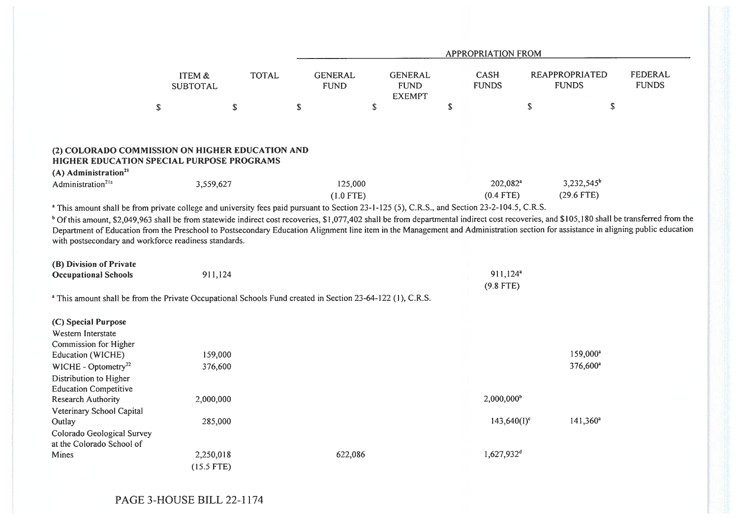| | ITEM & SUBTOTAL | TOTAL | GENERAL FUND | GENERAL FUND EXEMPT | CASH FUNDS | REAPPROPRIATED FUNDS | FEDERAL FUNDS |
|---|---|---|---|---|---|---|---|
| | | | APPROPRIATION FROM | | | | |
| | $ | $ | $ | $ | $ | $ | $ |

**(2) COLORADO COMMISSION ON HIGHER EDUCATION AND HIGHER EDUCATION SPECIAL PURPOSE PROGRAMS**

**(A) Administration[21]**

| | ITEM & SUBTOTAL | TOTAL | GENERAL FUND | GENERAL FUND EXEMPT | CASH FUNDS | REAPPROPRIATED FUNDS | FEDERAL FUNDS |
|---|---|---|---|---|---|---|---|
| Administration[21a] | 3,559,627 | | 125,000 (1.0 FTE) | | 202,082[a] (0.4 FTE) | 3,232,545[b] (29.6 FTE) | |

[a] This amount shall be from private college and university fees paid pursuant to Section 23-1-125 (5), C.R.S., and Section 23-2-104.5, C.R.S.

[b] Of this amount, $2,049,963 shall be from statewide indirect cost recoveries, $1,077,402 shall be from departmental indirect cost recoveries, and $105,180 shall be transferred from the Department of Education from the Preschool to Postsecondary Education Alignment line item in the Management and Administration section for assistance in aligning public education with postsecondary and workforce readiness standards.

| | ITEM & SUBTOTAL | TOTAL | GENERAL FUND | GENERAL FUND EXEMPT | CASH FUNDS | REAPPROPRIATED FUNDS | FEDERAL FUNDS |
|---|---|---|---|---|---|---|---|
| **(B) Division of Private Occupational Schools** | 911,124 | | | | 911,124[a] (9.8 FTE) | | |

[a] This amount shall be from the Private Occupational Schools Fund created in Section 23-64-122 (1), C.R.S.

**(C) Special Purpose**

| | ITEM & SUBTOTAL | TOTAL | GENERAL FUND | GENERAL FUND EXEMPT | CASH FUNDS | REAPPROPRIATED FUNDS | FEDERAL FUNDS |
|---|---|---|---|---|---|---|---|
| Western Interstate Commission for Higher Education (WICHE) | 159,000 | | | | | 159,000[a] | |
| WICHE - Optometry[22] | 376,600 | | | | | 376,600[a] | |
| Distribution to Higher Education Competitive Research Authority | 2,000,000 | | | | 2,000,000[b] | | |
| Veterinary School Capital Outlay | 285,000 | | | | 143,640(I)[c] | 141,360[a] | |
| Colorado Geological Survey at the Colorado School of Mines | 2,250,018 (15.5 FTE) | | 622,086 | | 1,627,932[d] | | |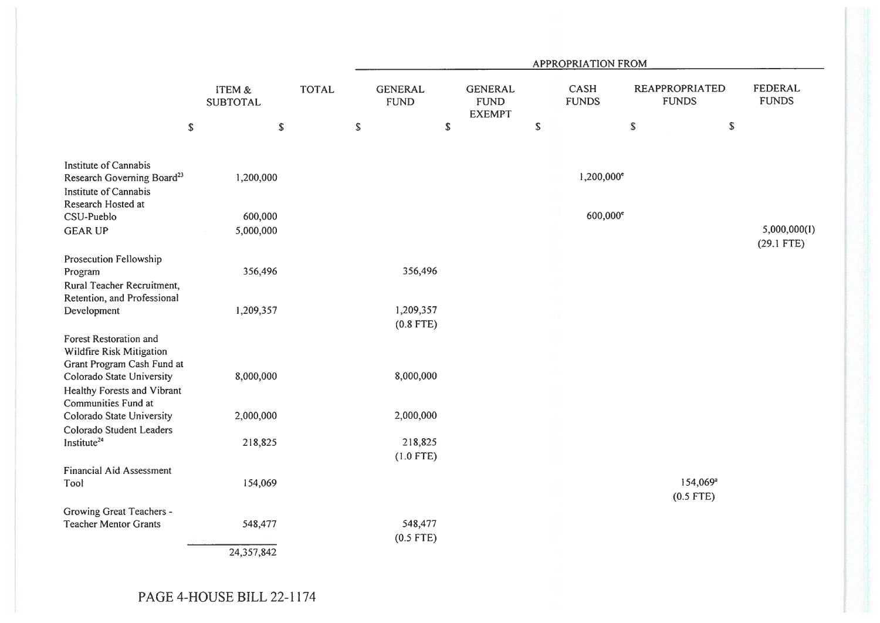| | ITEM & SUBTOTAL | TOTAL | APPROPRIATION FROM | | | | |
|---|---|---|---|---|---|---|---|
| | | | GENERAL FUND | GENERAL FUND EXEMPT | CASH FUNDS | REAPPROPRIATED FUNDS | FEDERAL FUNDS |
| | $ | $ | $ | $ | $ | $ | $ |
| Institute of Cannabis Research Governing Board[23] | 1,200,000 | | | | 1,200,000[e] | | |
| Institute of Cannabis Research Hosted at CSU-Pueblo | 600,000 | | | | 600,000[e] | | |
| GEAR UP | 5,000,000 | | | | | | 5,000,000(I) (29.1 FTE) |
| Prosecution Fellowship Program | 356,496 | | 356,496 | | | | |
| Rural Teacher Recruitment, Retention, and Professional Development | 1,209,357 | | 1,209,357 (0.8 FTE) | | | | |
| Forest Restoration and Wildfire Risk Mitigation Grant Program Cash Fund at Colorado State University | 8,000,000 | | 8,000,000 | | | | |
| Healthy Forests and Vibrant Communities Fund at Colorado State University | 2,000,000 | | 2,000,000 | | | | |
| Colorado Student Leaders Institute[24] | 218,825 | | 218,825 (1.0 FTE) | | | | |
| Financial Aid Assessment Tool | 154,069 | | | | | 154,069[a] (0.5 FTE) | |
| Growing Great Teachers - Teacher Mentor Grants | 548,477 | | 548,477 (0.5 FTE) | | | | |
| | 24,357,842 | | | | | | |

PAGE 4-HOUSE BILL 22-1174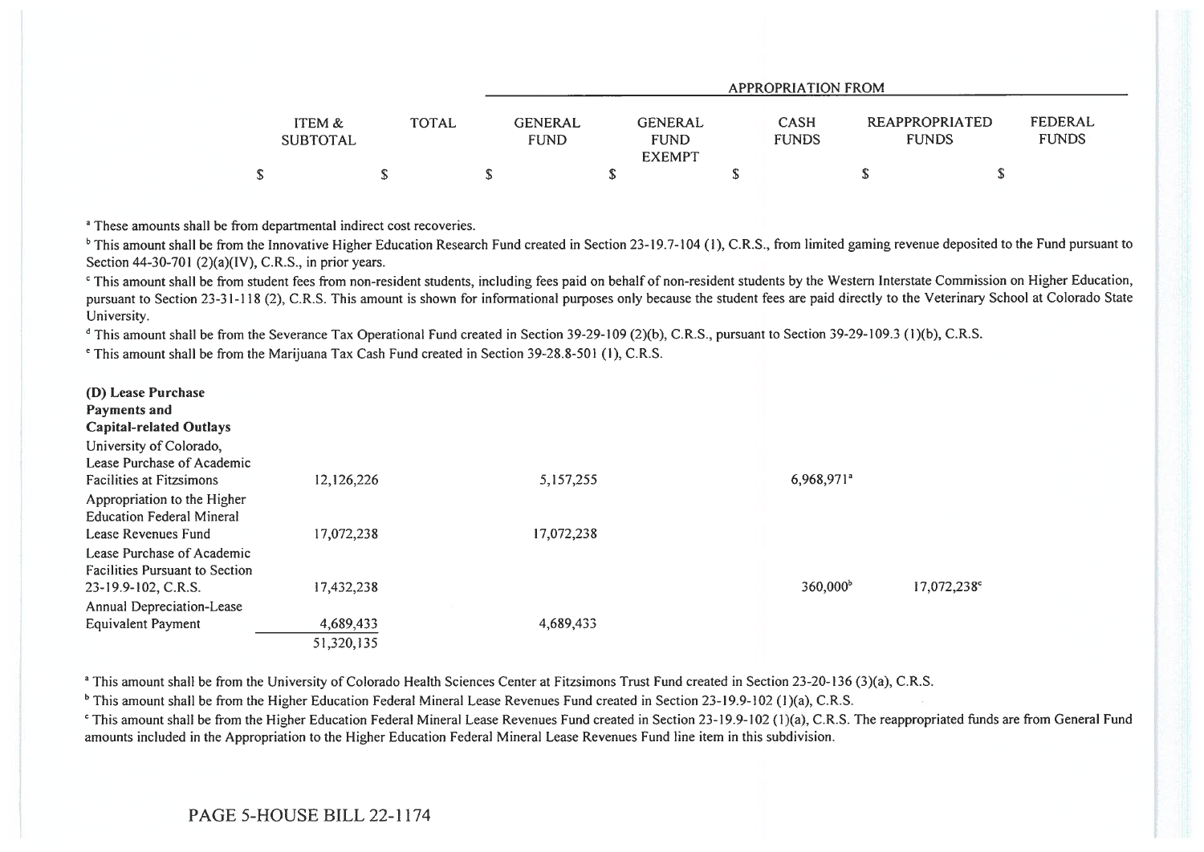| | ITEM & SUBTOTAL | TOTAL | GENERAL FUND | GENERAL FUND EXEMPT | CASH FUNDS | REAPPROPRIATED FUNDS | FEDERAL FUNDS |
|---|---|---|---|---|---|---|---|
| | | | APPROPRIATION FROM | | | | |
| | $ | $ | $ | $ | $ | $ | $ |

[a] These amounts shall be from departmental indirect cost recoveries.

[b] This amount shall be from the Innovative Higher Education Research Fund created in Section 23-19.7-104 (1), C.R.S., from limited gaming revenue deposited to the Fund pursuant to Section 44-30-701 (2)(a)(IV), C.R.S., in prior years.

[c] This amount shall be from student fees from non-resident students, including fees paid on behalf of non-resident students by the Western Interstate Commission on Higher Education, pursuant to Section 23-31-118 (2), C.R.S. This amount is shown for informational purposes only because the student fees are paid directly to the Veterinary School at Colorado State University.

[d] This amount shall be from the Severance Tax Operational Fund created in Section 39-29-109 (2)(b), C.R.S., pursuant to Section 39-29-109.3 (1)(b), C.R.S.

[e] This amount shall be from the Marijuana Tax Cash Fund created in Section 39-28.8-501 (1), C.R.S.

| | ITEM & SUBTOTAL | TOTAL | GENERAL FUND | GENERAL FUND EXEMPT | CASH FUNDS | REAPPROPRIATED FUNDS | FEDERAL FUNDS |
|---|---|---|---|---|---|---|---|
| **(D) Lease Purchase Payments and Capital-related Outlays** | | | | | | | |
| University of Colorado, Lease Purchase of Academic Facilities at Fitzsimons | 12,126,226 | | 5,157,255 | | 6,968,971[a] | | |
| Appropriation to the Higher Education Federal Mineral Lease Revenues Fund | 17,072,238 | | 17,072,238 | | | | |
| Lease Purchase of Academic Facilities Pursuant to Section 23-19.9-102, C.R.S. | 17,432,238 | | | | 360,000[b] | 17,072,238[c] | |
| Annual Depreciation-Lease Equivalent Payment | 4,689,433 | | 4,689,433 | | | | |
| | 51,320,135 | | | | | | |

[a] This amount shall be from the University of Colorado Health Sciences Center at Fitzsimons Trust Fund created in Section 23-20-136 (3)(a), C.R.S.

[b] This amount shall be from the Higher Education Federal Mineral Lease Revenues Fund created in Section 23-19.9-102 (1)(a), C.R.S.

[c] This amount shall be from the Higher Education Federal Mineral Lease Revenues Fund created in Section 23-19.9-102 (1)(a), C.R.S. The reappropriated funds are from General Fund amounts included in the Appropriation to the Higher Education Federal Mineral Lease Revenues Fund line item in this subdivision.

PAGE 5-HOUSE BILL 22-1174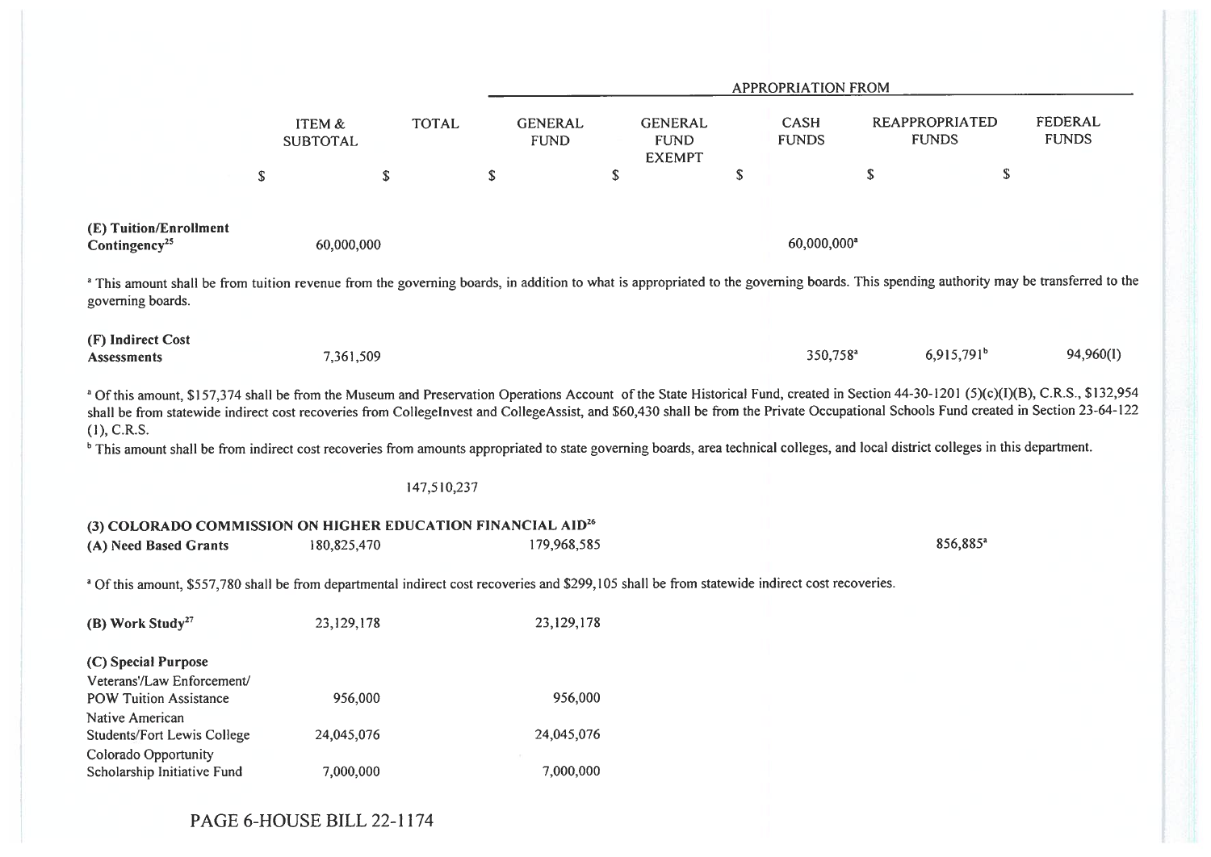| | ITEM & SUBTOTAL | TOTAL | APPROPRIATION FROM | | | | |
|---|---|---|---|---|---|---|---|
| | | | GENERAL FUND | GENERAL FUND EXEMPT | CASH FUNDS | REAPPROPRIATED FUNDS | FEDERAL FUNDS |
| | $ | $ | $ | $ | $ | $ | $ |
| **(E) Tuition/Enrollment Contingency**[25] | 60,000,000 | | | | 60,000,000[a] | | |

[a] This amount shall be from tuition revenue from the governing boards, in addition to what is appropriated to the governing boards. This spending authority may be transferred to the governing boards.

| | ITEM & SUBTOTAL | TOTAL | GENERAL FUND | GENERAL FUND EXEMPT | CASH FUNDS | REAPPROPRIATED FUNDS | FEDERAL FUNDS |
|---|---|---|---|---|---|---|---|
| **(F) Indirect Cost Assessments** | 7,361,509 | | | | 350,758[a] | 6,915,791[b] | 94,960(I) |

[a] Of this amount, $157,374 shall be from the Museum and Preservation Operations Account of the State Historical Fund, created in Section 44-30-1201 (5)(c)(I)(B), C.R.S., $132,954 shall be from statewide indirect cost recoveries from CollegeInvest and CollegeAssist, and $60,430 shall be from the Private Occupational Schools Fund created in Section 23-64-122 (1), C.R.S.

[b] This amount shall be from indirect cost recoveries from amounts appropriated to state governing boards, area technical colleges, and local district colleges in this department.

| | ITEM & SUBTOTAL | TOTAL | GENERAL FUND | GENERAL FUND EXEMPT | CASH FUNDS | REAPPROPRIATED FUNDS | FEDERAL FUNDS |
|---|---|---|---|---|---|---|---|
| | | 147,510,237 | | | | | |

**(3) COLORADO COMMISSION ON HIGHER EDUCATION FINANCIAL AID**[26]

| | ITEM & SUBTOTAL | TOTAL | GENERAL FUND | GENERAL FUND EXEMPT | CASH FUNDS | REAPPROPRIATED FUNDS | FEDERAL FUNDS |
|---|---|---|---|---|---|---|---|
| **(A) Need Based Grants** | 180,825,470 | | 179,968,585 | | | 856,885[a] | |

[a] Of this amount, $557,780 shall be from departmental indirect cost recoveries and $299,105 shall be from statewide indirect cost recoveries.

| | ITEM & SUBTOTAL | TOTAL | GENERAL FUND | GENERAL FUND EXEMPT | CASH FUNDS | REAPPROPRIATED FUNDS | FEDERAL FUNDS |
|---|---|---|---|---|---|---|---|
| **(B) Work Study**[27] | 23,129,178 | | 23,129,178 | | | | |
| **(C) Special Purpose** | | | | | | | |
| Veterans'/Law Enforcement/ POW Tuition Assistance | 956,000 | | 956,000 | | | | |
| Native American Students/Fort Lewis College | 24,045,076 | | 24,045,076 | | | | |
| Colorado Opportunity Scholarship Initiative Fund | 7,000,000 | | 7,000,000 | | | | |

PAGE 6-HOUSE BILL 22-1174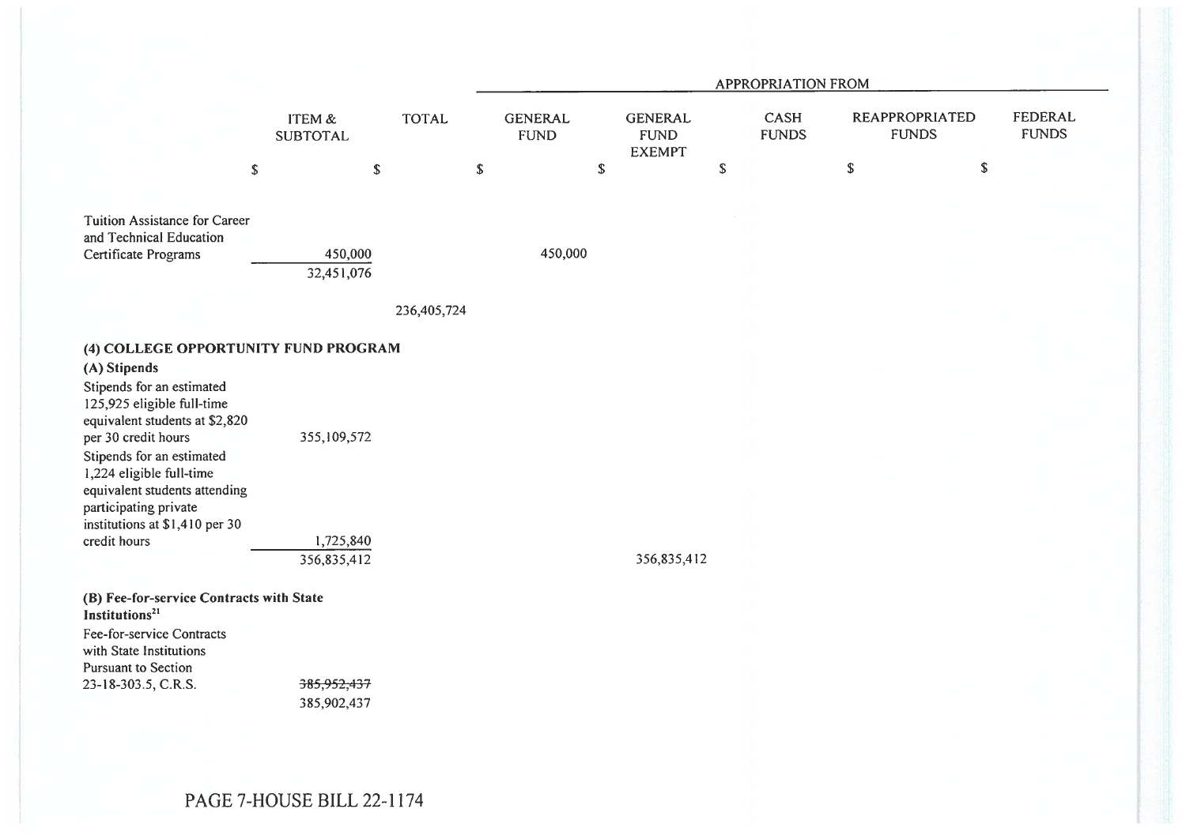| | | | APPROPRIATION FROM | | | | |
|---|---|---|---|---|---|---|---|
| | ITEM & SUBTOTAL | TOTAL | GENERAL FUND | GENERAL FUND EXEMPT | CASH FUNDS | REAPPROPRIATED FUNDS | FEDERAL FUNDS |
| | $ | $ | $ | $ | $ | $ | $ |
| Tuition Assistance for Career and Technical Education Certificate Programs | 450,000 | | 450,000 | | | | |
| | 32,451,076 | | | | | | |
| | | 236,405,724 | | | | | |
| **(4) COLLEGE OPPORTUNITY FUND PROGRAM** | | | | | | | |
| **(A) Stipends** | | | | | | | |
| Stipends for an estimated 125,925 eligible full-time equivalent students at $2,820 per 30 credit hours | 355,109,572 | | | | | | |
| Stipends for an estimated 1,224 eligible full-time equivalent students attending participating private institutions at $1,410 per 30 credit hours | 1,725,840 | | | | | | |
| | 356,835,412 | | | 356,835,412 | | | |
| **(B) Fee-for-service Contracts with State Institutions**[21] | | | | | | | |
| Fee-for-service Contracts with State Institutions Pursuant to Section 23-18-303.5, C.R.S. | ~~385,952,437~~ 385,902,437 | | | | | | |

PAGE 7-HOUSE BILL 22-1174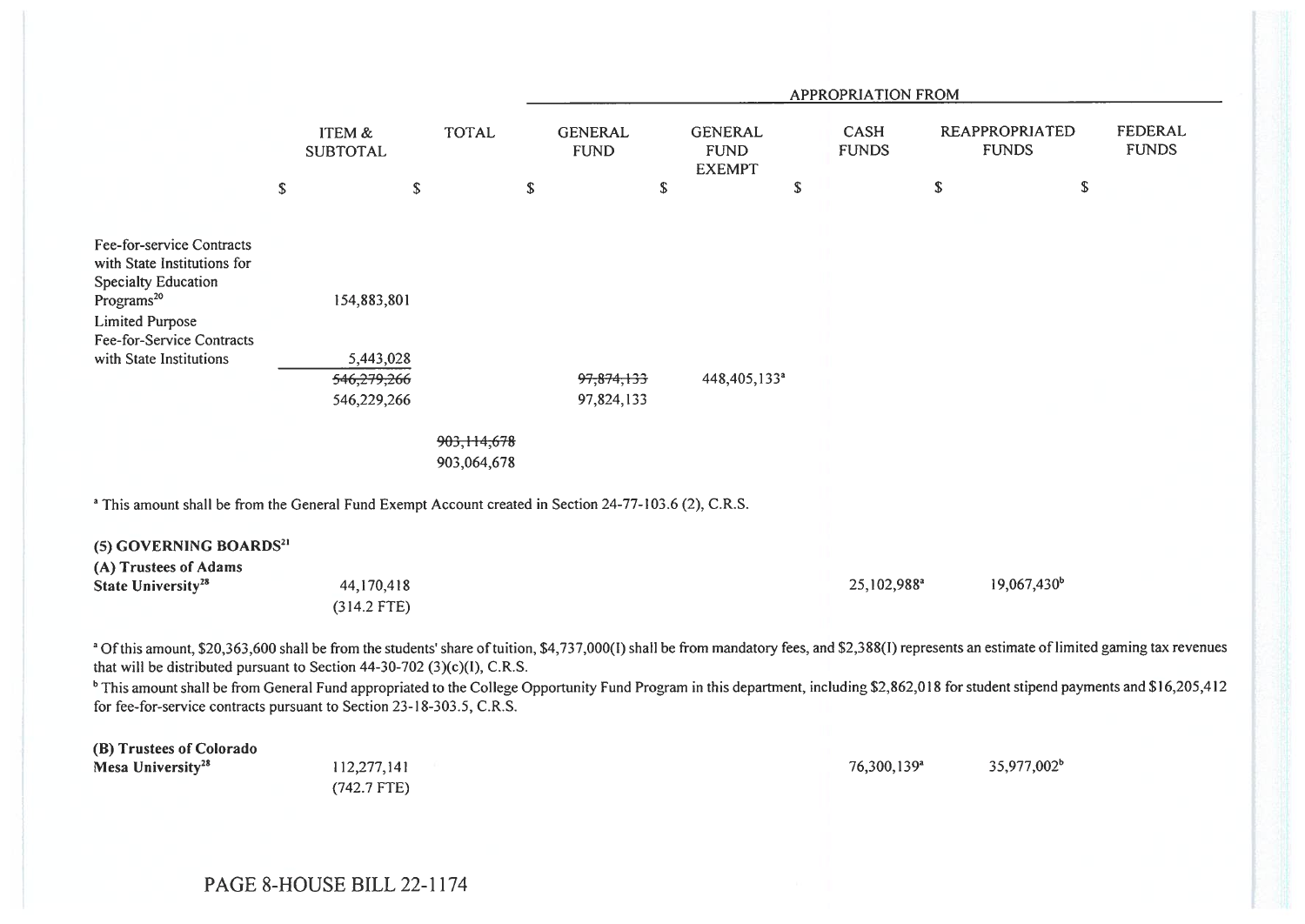| | ITEM & SUBTOTAL | TOTAL | APPROPRIATION FROM | | | | |
|---|---|---|---|---|---|---|---|
| | | | GENERAL FUND | GENERAL FUND EXEMPT | CASH FUNDS | REAPPROPRIATED FUNDS | FEDERAL FUNDS |
| | $ | $ | $ | $ | $ | $ | $ |
| Fee-for-service Contracts with State Institutions for Specialty Education Programs[20] | 154,883,801 | | | | | | |
| Limited Purpose Fee-for-Service Contracts with State Institutions | 5,443,028 | | | | | | |
| | ~~546,279,266~~ 546,229,266 | | ~~97,874,133~~ 97,824,133 | 448,405,133[a] | | | |
| | | ~~903,114,678~~ 903,064,678 | | | | | |

[a] This amount shall be from the General Fund Exempt Account created in Section 24-77-103.6 (2), C.R.S.

**(5) GOVERNING BOARDS**[21]

| | ITEM & SUBTOTAL | TOTAL | GENERAL FUND | GENERAL FUND EXEMPT | CASH FUNDS | REAPPROPRIATED FUNDS | FEDERAL FUNDS |
|---|---|---|---|---|---|---|---|
| **(A) Trustees of Adams State University**[28] | 44,170,418 (314.2 FTE) | | | | 25,102,988[a] | 19,067,430[b] | |

[a] Of this amount, $20,363,600 shall be from the students' share of tuition, $4,737,000(I) shall be from mandatory fees, and $2,388(I) represents an estimate of limited gaming tax revenues that will be distributed pursuant to Section 44-30-702 (3)(c)(I), C.R.S.

[b] This amount shall be from General Fund appropriated to the College Opportunity Fund Program in this department, including $2,862,018 for student stipend payments and $16,205,412 for fee-for-service contracts pursuant to Section 23-18-303.5, C.R.S.

| | ITEM & SUBTOTAL | TOTAL | GENERAL FUND | GENERAL FUND EXEMPT | CASH FUNDS | REAPPROPRIATED FUNDS | FEDERAL FUNDS |
|---|---|---|---|---|---|---|---|
| **(B) Trustees of Colorado Mesa University**[28] | 112,277,141 (742.7 FTE) | | | | 76,300,139[a] | 35,977,002[b] | |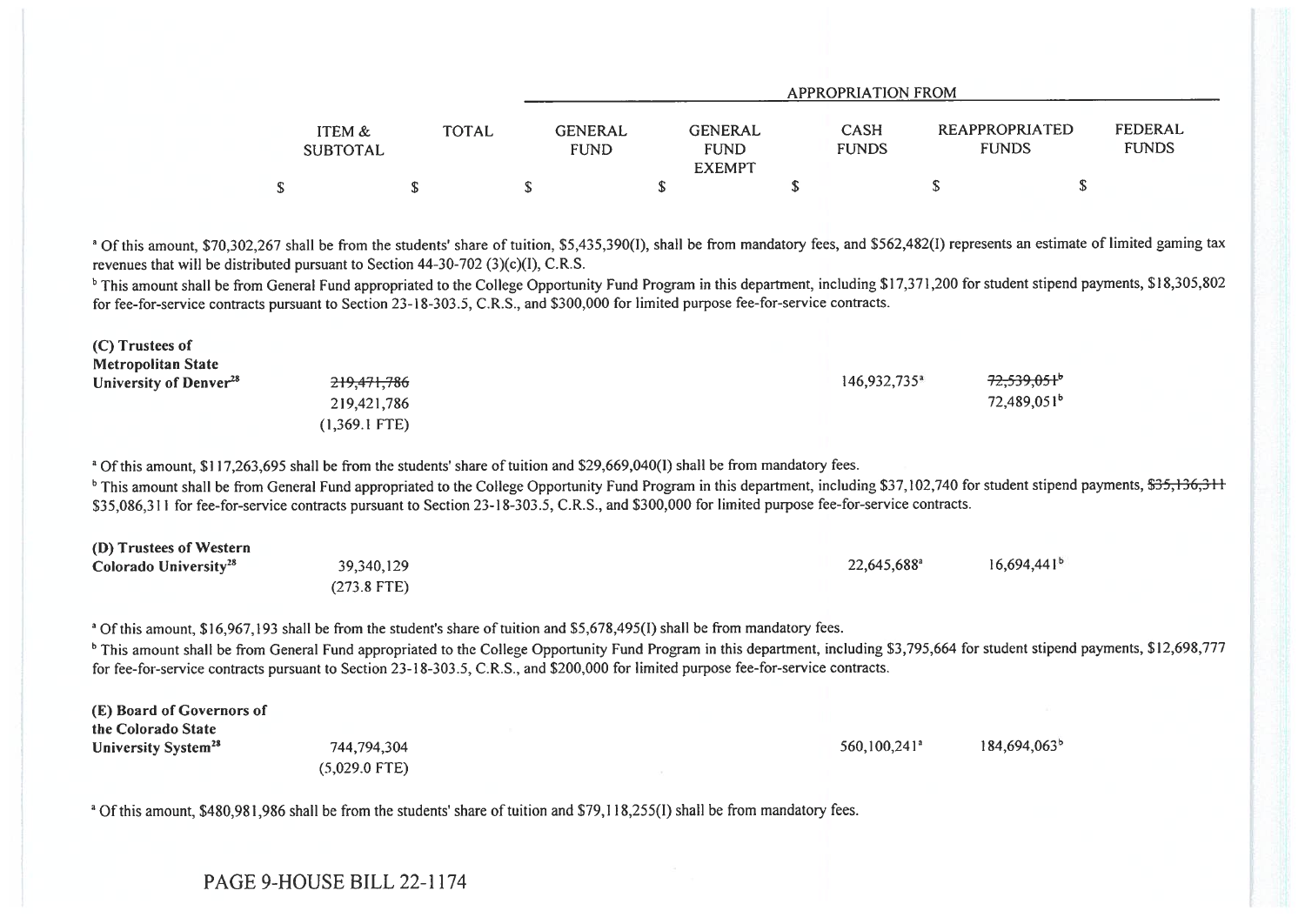| | ITEM & SUBTOTAL | TOTAL | GENERAL FUND | GENERAL FUND EXEMPT | CASH FUNDS | REAPPROPRIATED FUNDS | FEDERAL FUNDS |
|---|---|---|---|---|---|---|---|
| | | | APPROPRIATION FROM | | | | |
| | $ | $ | $ | $ | $ | $ | $ |

[a] Of this amount, $70,302,267 shall be from the students' share of tuition, $5,435,390(I), shall be from mandatory fees, and $562,482(I) represents an estimate of limited gaming tax revenues that will be distributed pursuant to Section 44-30-702 (3)(c)(I), C.R.S.

[b] This amount shall be from General Fund appropriated to the College Opportunity Fund Program in this department, including $17,371,200 for student stipend payments, $18,305,802 for fee-for-service contracts pursuant to Section 23-18-303.5, C.R.S., and $300,000 for limited purpose fee-for-service contracts.

| | ITEM & SUBTOTAL | TOTAL | GENERAL FUND | GENERAL FUND EXEMPT | CASH FUNDS | REAPPROPRIATED FUNDS | FEDERAL FUNDS |
|---|---|---|---|---|---|---|---|
| **(C) Trustees of Metropolitan State University of Denver**[28] | ~~219,471,786~~ 219,421,786 (1,369.1 FTE) | | | | 146,932,735[a] | ~~72,539,051~~[b] 72,489,051[b] | |

[a] Of this amount, $117,263,695 shall be from the students' share of tuition and $29,669,040(I) shall be from mandatory fees.

[b] This amount shall be from General Fund appropriated to the College Opportunity Fund Program in this department, including $37,102,740 for student stipend payments, ~~$35,136,311~~ $35,086,311 for fee-for-service contracts pursuant to Section 23-18-303.5, C.R.S., and $300,000 for limited purpose fee-for-service contracts.

| | ITEM & SUBTOTAL | TOTAL | GENERAL FUND | GENERAL FUND EXEMPT | CASH FUNDS | REAPPROPRIATED FUNDS | FEDERAL FUNDS |
|---|---|---|---|---|---|---|---|
| **(D) Trustees of Western Colorado University**[28] | 39,340,129 (273.8 FTE) | | | | 22,645,688[a] | 16,694,441[b] | |

[a] Of this amount, $16,967,193 shall be from the student's share of tuition and $5,678,495(I) shall be from mandatory fees.

[b] This amount shall be from General Fund appropriated to the College Opportunity Fund Program in this department, including $3,795,664 for student stipend payments, $12,698,777 for fee-for-service contracts pursuant to Section 23-18-303.5, C.R.S., and $200,000 for limited purpose fee-for-service contracts.

| | ITEM & SUBTOTAL | TOTAL | GENERAL FUND | GENERAL FUND EXEMPT | CASH FUNDS | REAPPROPRIATED FUNDS | FEDERAL FUNDS |
|---|---|---|---|---|---|---|---|
| **(E) Board of Governors of the Colorado State University System**[28] | 744,794,304 (5,029.0 FTE) | | | | 560,100,241[a] | 184,694,063[b] | |

[a] Of this amount, $480,981,986 shall be from the students' share of tuition and $79,118,255(I) shall be from mandatory fees.

PAGE 9-HOUSE BILL 22-1174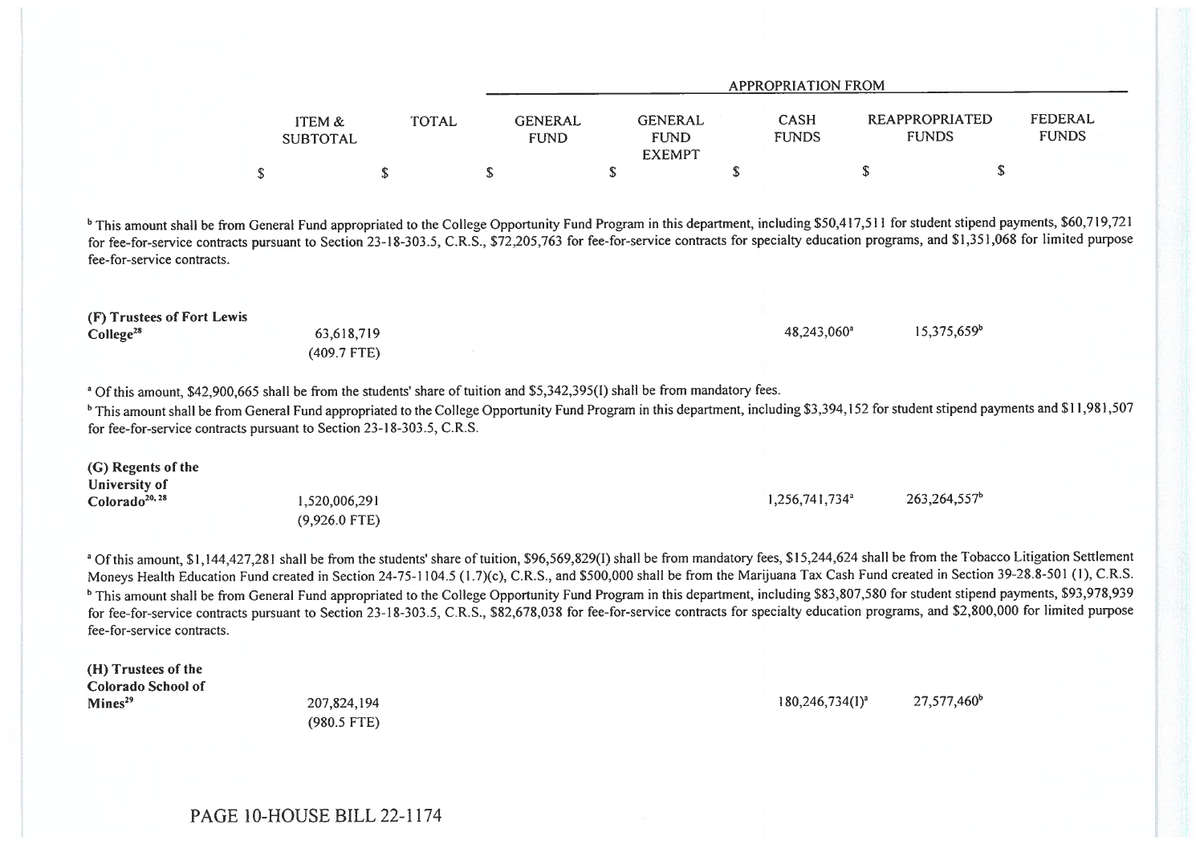| | ITEM & SUBTOTAL | TOTAL | APPROPRIATION FROM | | | | |
|---|---|---|---|---|---|---|---|
| | | | GENERAL FUND | GENERAL FUND EXEMPT | CASH FUNDS | REAPPROPRIATED FUNDS | FEDERAL FUNDS |
| | $ | $ | $ | $ | $ | $ | $ |

[b] This amount shall be from General Fund appropriated to the College Opportunity Fund Program in this department, including $50,417,511 for student stipend payments, $60,719,721 for fee-for-service contracts pursuant to Section 23-18-303.5, C.R.S., $72,205,763 for fee-for-service contracts for specialty education programs, and $1,351,068 for limited purpose fee-for-service contracts.

| | ITEM & SUBTOTAL | TOTAL | GENERAL FUND | GENERAL FUND EXEMPT | CASH FUNDS | REAPPROPRIATED FUNDS | FEDERAL FUNDS |
|---|---|---|---|---|---|---|---|
| **(F) Trustees of Fort Lewis College**[28] | 63,618,719 (409.7 FTE) | | | | 48,243,060[a] | 15,375,659[b] | |

[a] Of this amount, $42,900,665 shall be from the students' share of tuition and $5,342,395(I) shall be from mandatory fees.

[b] This amount shall be from General Fund appropriated to the College Opportunity Fund Program in this department, including $3,394,152 for student stipend payments and $11,981,507 for fee-for-service contracts pursuant to Section 23-18-303.5, C.R.S.

| | ITEM & SUBTOTAL | TOTAL | GENERAL FUND | GENERAL FUND EXEMPT | CASH FUNDS | REAPPROPRIATED FUNDS | FEDERAL FUNDS |
|---|---|---|---|---|---|---|---|
| **(G) Regents of the University of Colorado**[20, 28] | 1,520,006,291 (9,926.0 FTE) | | | | 1,256,741,734[a] | 263,264,557[b] | |

[a] Of this amount, $1,144,427,281 shall be from the students' share of tuition, $96,569,829(I) shall be from mandatory fees, $15,244,624 shall be from the Tobacco Litigation Settlement Moneys Health Education Fund created in Section 24-75-1104.5 (1.7)(c), C.R.S., and $500,000 shall be from the Marijuana Tax Cash Fund created in Section 39-28.8-501 (1), C.R.S.

[b] This amount shall be from General Fund appropriated to the College Opportunity Fund Program in this department, including $83,807,580 for student stipend payments, $93,978,939 for fee-for-service contracts pursuant to Section 23-18-303.5, C.R.S., $82,678,038 for fee-for-service contracts for specialty education programs, and $2,800,000 for limited purpose fee-for-service contracts.

| | ITEM & SUBTOTAL | TOTAL | GENERAL FUND | GENERAL FUND EXEMPT | CASH FUNDS | REAPPROPRIATED FUNDS | FEDERAL FUNDS |
|---|---|---|---|---|---|---|---|
| **(H) Trustees of the Colorado School of Mines**[29] | 207,824,194 (980.5 FTE) | | | | 180,246,734(I)[a] | 27,577,460[b] | |

PAGE 10-HOUSE BILL 22-1174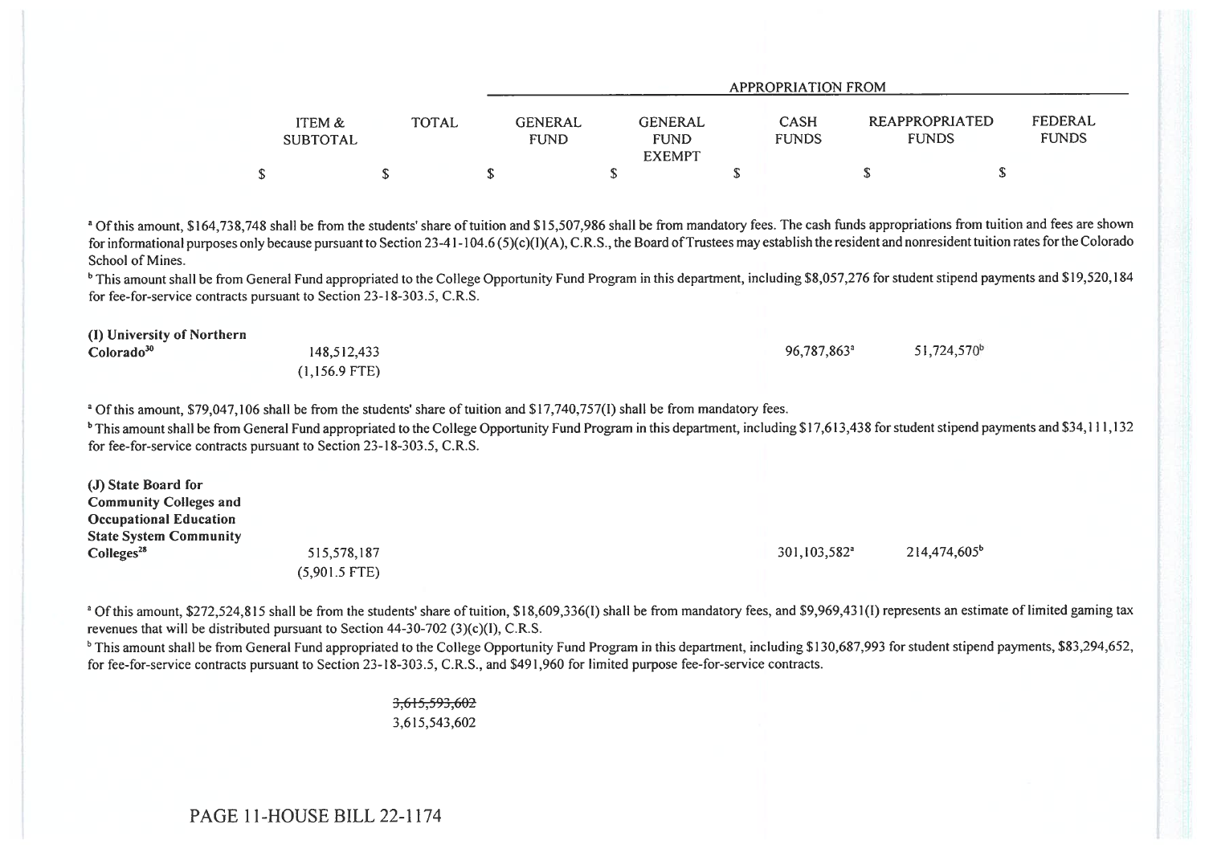| | ITEM & SUBTOTAL | TOTAL | APPROPRIATION FROM | | | | |
|---|---|---|---|---|---|---|---|
| | | | GENERAL FUND | GENERAL FUND EXEMPT | CASH FUNDS | REAPPROPRIATED FUNDS | FEDERAL FUNDS |
| | $ | $ | $ | $ | $ | $ | $ |

[a] Of this amount, $164,738,748 shall be from the students' share of tuition and $15,507,986 shall be from mandatory fees. The cash funds appropriations from tuition and fees are shown for informational purposes only because pursuant to Section 23-41-104.6 (5)(c)(I)(A), C.R.S., the Board of Trustees may establish the resident and nonresident tuition rates for the Colorado School of Mines.

[b] This amount shall be from General Fund appropriated to the College Opportunity Fund Program in this department, including $8,057,276 for student stipend payments and $19,520,184 for fee-for-service contracts pursuant to Section 23-18-303.5, C.R.S.

| | ITEM & SUBTOTAL | TOTAL | GENERAL FUND | GENERAL FUND EXEMPT | CASH FUNDS | REAPPROPRIATED FUNDS | FEDERAL FUNDS |
|---|---|---|---|---|---|---|---|
| **(I) University of Northern Colorado**[30] | 148,512,433<br>(1,156.9 FTE) | | | | 96,787,863[a] | 51,724,570[b] | |

[a] Of this amount, $79,047,106 shall be from the students' share of tuition and $17,740,757(I) shall be from mandatory fees.

[b] This amount shall be from General Fund appropriated to the College Opportunity Fund Program in this department, including $17,613,438 for student stipend payments and $34,111,132 for fee-for-service contracts pursuant to Section 23-18-303.5, C.R.S.

| | ITEM & SUBTOTAL | TOTAL | GENERAL FUND | GENERAL FUND EXEMPT | CASH FUNDS | REAPPROPRIATED FUNDS | FEDERAL FUNDS |
|---|---|---|---|---|---|---|---|
| **(J) State Board for Community Colleges and Occupational Education State System Community Colleges**[28] | 515,578,187<br>(5,901.5 FTE) | | | | 301,103,582[a] | 214,474,605[b] | |

[a] Of this amount, $272,524,815 shall be from the students' share of tuition, $18,609,336(I) shall be from mandatory fees, and $9,969,431(I) represents an estimate of limited gaming tax revenues that will be distributed pursuant to Section 44-30-702 (3)(c)(I), C.R.S.

[b] This amount shall be from General Fund appropriated to the College Opportunity Fund Program in this department, including $130,687,993 for student stipend payments, $83,294,652, for fee-for-service contracts pursuant to Section 23-18-303.5, C.R.S., and $491,960 for limited purpose fee-for-service contracts.

| | ITEM & SUBTOTAL | TOTAL | GENERAL FUND | GENERAL FUND EXEMPT | CASH FUNDS | REAPPROPRIATED FUNDS | FEDERAL FUNDS |
|---|---|---|---|---|---|---|---|
| | | ~~3,615,593,602~~<br>3,615,543,602 | | | | | |

PAGE 11-HOUSE BILL 22-1174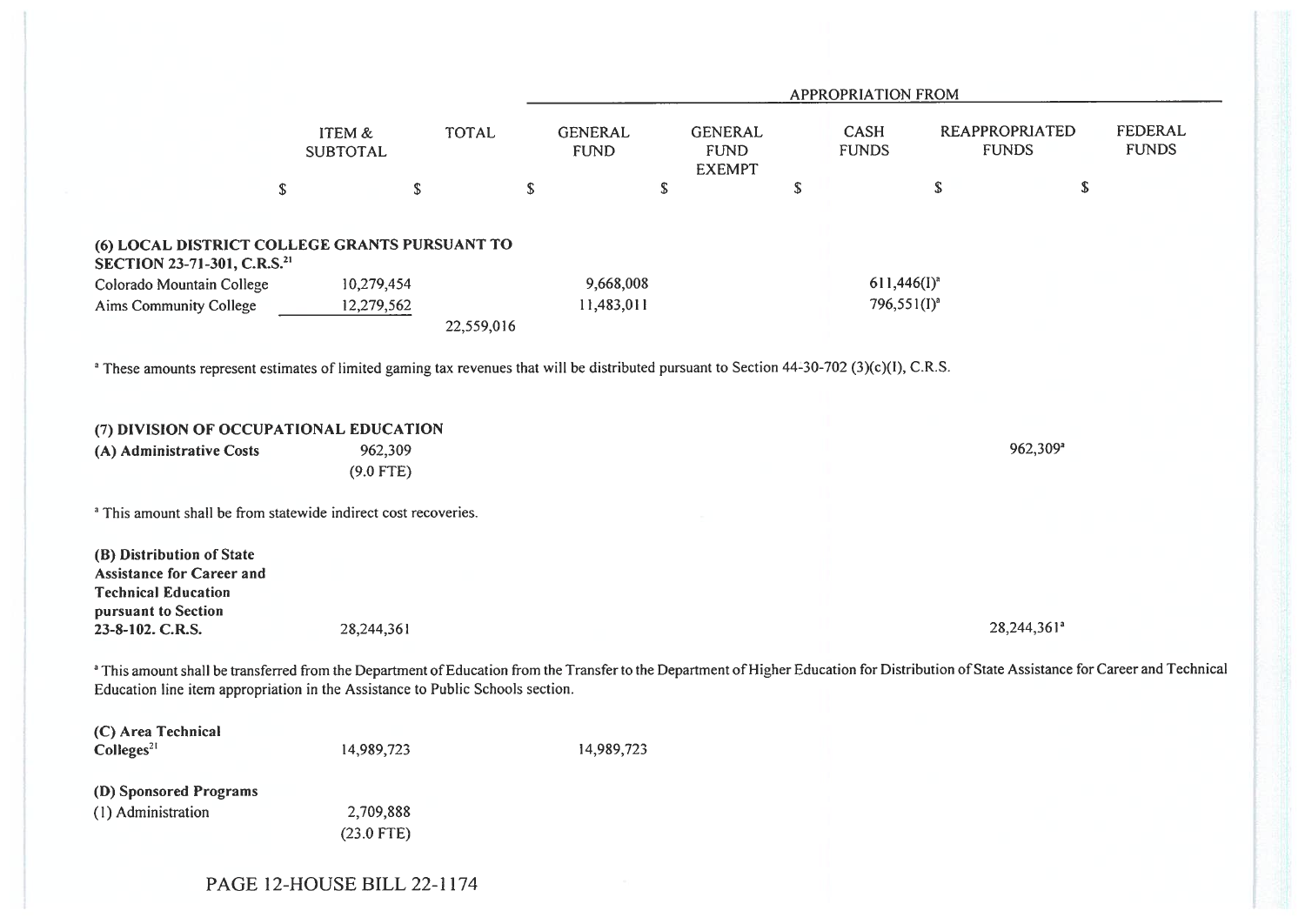| | ITEM & SUBTOTAL | TOTAL | APPROPRIATION FROM | | | | |
|---|---|---|---|---|---|---|---|
| | | | GENERAL FUND | GENERAL FUND EXEMPT | CASH FUNDS | REAPPROPRIATED FUNDS | FEDERAL FUNDS |
| | $ | $ | $ | $ | $ | $ | $ |
| **(6) LOCAL DISTRICT COLLEGE GRANTS PURSUANT TO SECTION 23-71-301, C.R.S.**[21] | | | | | | | |
| Colorado Mountain College | 10,279,454 | | 9,668,008 | | 611,446(I)[a] | | |
| Aims Community College | 12,279,562 | | 11,483,011 | | 796,551(I)[a] | | |
| | | 22,559,016 | | | | | |

[a] These amounts represent estimates of limited gaming tax revenues that will be distributed pursuant to Section 44-30-702 (3)(c)(I), C.R.S.

| | ITEM & SUBTOTAL | TOTAL | GENERAL FUND | GENERAL FUND EXEMPT | CASH FUNDS | REAPPROPRIATED FUNDS | FEDERAL FUNDS |
|---|---|---|---|---|---|---|---|
| **(7) DIVISION OF OCCUPATIONAL EDUCATION** | | | | | | | |
| **(A) Administrative Costs** | 962,309 | | | | | 962,309[a] | |
| | (9.0 FTE) | | | | | | |

[a] This amount shall be from statewide indirect cost recoveries.

| | ITEM & SUBTOTAL | TOTAL | GENERAL FUND | GENERAL FUND EXEMPT | CASH FUNDS | REAPPROPRIATED FUNDS | FEDERAL FUNDS |
|---|---|---|---|---|---|---|---|
| **(B) Distribution of State Assistance for Career and Technical Education pursuant to Section 23-8-102. C.R.S.** | 28,244,361 | | | | | 28,244,361[a] | |

[a] This amount shall be transferred from the Department of Education from the Transfer to the Department of Higher Education for Distribution of State Assistance for Career and Technical Education line item appropriation in the Assistance to Public Schools section.

| | ITEM & SUBTOTAL | TOTAL | GENERAL FUND | GENERAL FUND EXEMPT | CASH FUNDS | REAPPROPRIATED FUNDS | FEDERAL FUNDS |
|---|---|---|---|---|---|---|---|
| **(C) Area Technical Colleges**[21] | 14,989,723 | | 14,989,723 | | | | |
| **(D) Sponsored Programs** | | | | | | | |
| (1) Administration | 2,709,888 | | | | | | |
| | (23.0 FTE) | | | | | | |

PAGE 12-HOUSE BILL 22-1174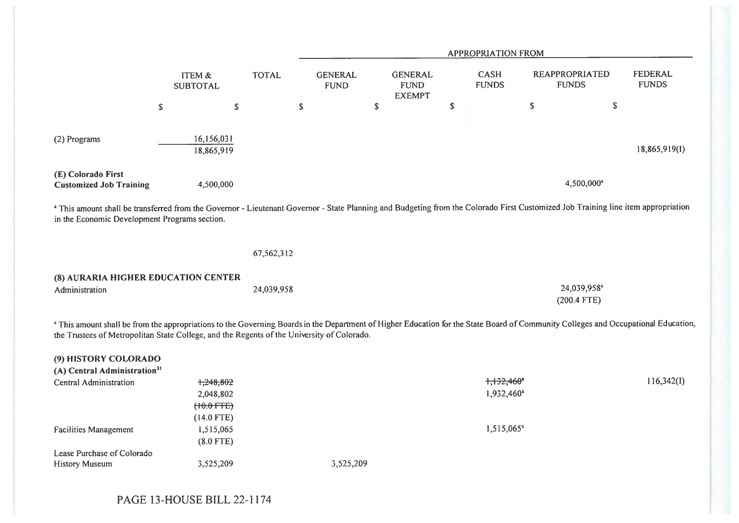| | ITEM & SUBTOTAL | TOTAL | APPROPRIATION FROM GENERAL FUND | GENERAL FUND EXEMPT | CASH FUNDS | REAPPROPRIATED FUNDS | FEDERAL FUNDS |
|---|---|---|---|---|---|---|---|
| | $ | $ | $ | $ | $ | $ | $ |
| (2) Programs | ~~16,156,031~~ 18,865,919 | | | | | | 18,865,919(I) |
| **(E) Colorado First Customized Job Training** | 4,500,000 | | | | | 4,500,000[a] | |

[a] This amount shall be transferred from the Governor - Lieutenant Governor - State Planning and Budgeting from the Colorado First Customized Job Training line item appropriation in the Economic Development Programs section.

| | ITEM & SUBTOTAL | TOTAL | GENERAL FUND | GENERAL FUND EXEMPT | CASH FUNDS | REAPPROPRIATED FUNDS | FEDERAL FUNDS |
|---|---|---|---|---|---|---|---|
| | | 67,562,312 | | | | | |
| **(8) AURARIA HIGHER EDUCATION CENTER** | | | | | | | |
| Administration | | 24,039,958 | | | | 24,039,958[a] (200.4 FTE) | |

[a] This amount shall be from the appropriations to the Governing Boards in the Department of Higher Education for the State Board of Community Colleges and Occupational Education, the Trustees of Metropolitan State College, and the Regents of the University of Colorado.

| | ITEM & SUBTOTAL | TOTAL | GENERAL FUND | GENERAL FUND EXEMPT | CASH FUNDS | REAPPROPRIATED FUNDS | FEDERAL FUNDS |
|---|---|---|---|---|---|---|---|
| **(9) HISTORY COLORADO** | | | | | | | |
| **(A) Central Administration[31]** | | | | | | | |
| Central Administration | ~~1,248,802~~ 2,048,802 ~~(10.0 FTE)~~ (14.0 FTE) | | | | ~~1,132,460[a]~~ 1,932,460[a] | | 116,342(I) |
| Facilities Management | 1,515,065 (8.0 FTE) | | | | 1,515,065[a] | | |
| Lease Purchase of Colorado History Museum | 3,525,209 | | 3,525,209 | | | | |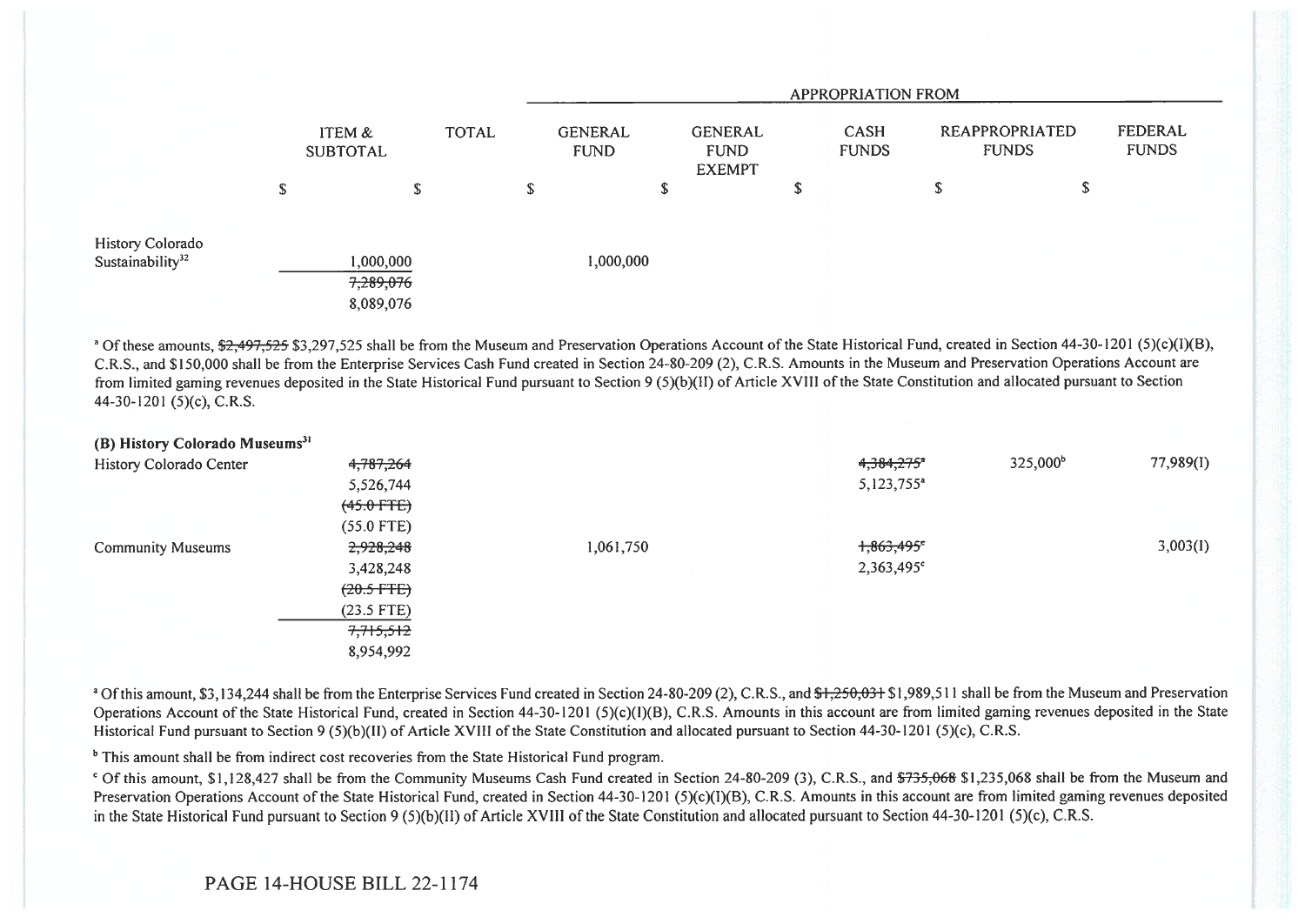| | ITEM & SUBTOTAL | TOTAL | APPROPRIATION FROM | | | | |
|---|---|---|---|---|---|---|---|
| | | | GENERAL FUND | GENERAL FUND EXEMPT | CASH FUNDS | REAPPROPRIATED FUNDS | FEDERAL FUNDS |
| | $ | $ | $ | $ | $ | $ | $ |
| History Colorado Sustainability[32] | 1,000,000 | | 1,000,000 | | | | |
| | ~~7,289,076~~ 8,089,076 | | | | | | |

[a] Of these amounts, ~~$2,497,525~~ $3,297,525 shall be from the Museum and Preservation Operations Account of the State Historical Fund, created in Section 44-30-1201 (5)(c)(I)(B), C.R.S., and $150,000 shall be from the Enterprise Services Cash Fund created in Section 24-80-209 (2), C.R.S. Amounts in the Museum and Preservation Operations Account are from limited gaming revenues deposited in the State Historical Fund pursuant to Section 9 (5)(b)(II) of Article XVIII of the State Constitution and allocated pursuant to Section 44-30-1201 (5)(c), C.R.S.

| | ITEM & SUBTOTAL | TOTAL | GENERAL FUND | GENERAL FUND EXEMPT | CASH FUNDS | REAPPROPRIATED FUNDS | FEDERAL FUNDS |
|---|---|---|---|---|---|---|---|
| **(B) History Colorado Museums[31]** | | | | | | | |
| History Colorado Center | ~~4,787,264~~ 5,526,744 | | | | ~~4,384,275~~[a] 5,123,755[a] | 325,000[b] | 77,989(I) |
| | ~~(45.0 FTE)~~ (55.0 FTE) | | | | | | |
| Community Museums | ~~2,928,248~~ 3,428,248 | | 1,061,750 | | ~~1,863,495~~[c] 2,363,495[c] | | 3,003(I) |
| | ~~(20.5 FTE)~~ (23.5 FTE) | | | | | | |
| | ~~7,715,512~~ 8,954,992 | | | | | | |

[a] Of this amount, $3,134,244 shall be from the Enterprise Services Fund created in Section 24-80-209 (2), C.R.S., and ~~$1,250,031~~ $1,989,511 shall be from the Museum and Preservation Operations Account of the State Historical Fund, created in Section 44-30-1201 (5)(c)(I)(B), C.R.S. Amounts in this account are from limited gaming revenues deposited in the State Historical Fund pursuant to Section 9 (5)(b)(II) of Article XVIII of the State Constitution and allocated pursuant to Section 44-30-1201 (5)(c), C.R.S.

[b] This amount shall be from indirect cost recoveries from the State Historical Fund program.

[c] Of this amount, $1,128,427 shall be from the Community Museums Cash Fund created in Section 24-80-209 (3), C.R.S., and ~~$735,068~~ $1,235,068 shall be from the Museum and Preservation Operations Account of the State Historical Fund, created in Section 44-30-1201 (5)(c)(I)(B), C.R.S. Amounts in this account are from limited gaming revenues deposited in the State Historical Fund pursuant to Section 9 (5)(b)(II) of Article XVIII of the State Constitution and allocated pursuant to Section 44-30-1201 (5)(c), C.R.S.

PAGE 14-HOUSE BILL 22-1174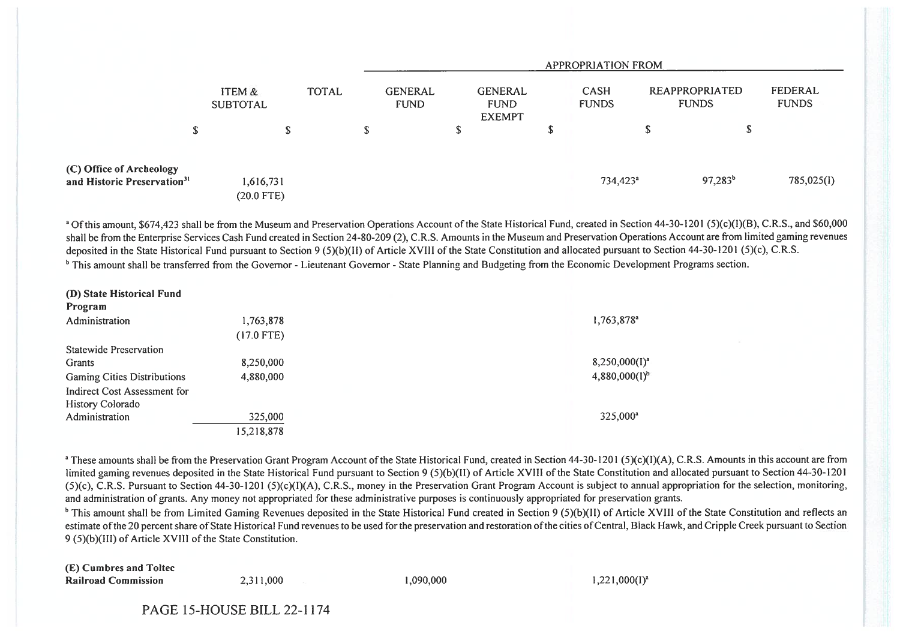| | ITEM & SUBTOTAL | TOTAL | APPROPRIATION FROM | | | | |
|---|---|---|---|---|---|---|---|
| | | | GENERAL FUND | GENERAL FUND EXEMPT | CASH FUNDS | REAPPROPRIATED FUNDS | FEDERAL FUNDS |
| | $ | $ | $ | $ | $ | $ | $ |
| **(C) Office of Archeology and Historic Preservation**[31] | | 1,616,731 (20.0 FTE) | | | 734,423[a] | 97,283[b] | 785,025(I) |

[a] Of this amount, $674,423 shall be from the Museum and Preservation Operations Account of the State Historical Fund, created in Section 44-30-1201 (5)(c)(I)(B), C.R.S., and $60,000 shall be from the Enterprise Services Cash Fund created in Section 24-80-209 (2), C.R.S. Amounts in the Museum and Preservation Operations Account are from limited gaming revenues deposited in the State Historical Fund pursuant to Section 9 (5)(b)(II) of Article XVIII of the State Constitution and allocated pursuant to Section 44-30-1201 (5)(c), C.R.S.

[b] This amount shall be transferred from the Governor - Lieutenant Governor - State Planning and Budgeting from the Economic Development Programs section.

| | ITEM & SUBTOTAL | TOTAL | GENERAL FUND | GENERAL FUND EXEMPT | CASH FUNDS | REAPPROPRIATED FUNDS | FEDERAL FUNDS |
|---|---|---|---|---|---|---|---|
| **(D) State Historical Fund Program** | | | | | | | |
| Administration | 1,763,878 (17.0 FTE) | | | | 1,763,878[a] | | |
| Statewide Preservation Grants | 8,250,000 | | | | 8,250,000(I)[a] | | |
| Gaming Cities Distributions | 4,880,000 | | | | 4,880,000(I)[b] | | |
| Indirect Cost Assessment for History Colorado Administration | 325,000 | | | | 325,000[a] | | |
| | | 15,218,878 | | | | | |

[a] These amounts shall be from the Preservation Grant Program Account of the State Historical Fund, created in Section 44-30-1201 (5)(c)(I)(A), C.R.S. Amounts in this account are from limited gaming revenues deposited in the State Historical Fund pursuant to Section 9 (5)(b)(II) of Article XVIII of the State Constitution and allocated pursuant to Section 44-30-1201 (5)(c), C.R.S. Pursuant to Section 44-30-1201 (5)(c)(I)(A), C.R.S., money in the Preservation Grant Program Account is subject to annual appropriation for the selection, monitoring, and administration of grants. Any money not appropriated for these administrative purposes is continuously appropriated for preservation grants.

[b] This amount shall be from Limited Gaming Revenues deposited in the State Historical Fund created in Section 9 (5)(b)(II) of Article XVIII of the State Constitution and reflects an estimate of the 20 percent share of State Historical Fund revenues to be used for the preservation and restoration of the cities of Central, Black Hawk, and Cripple Creek pursuant to Section 9 (5)(b)(III) of Article XVIII of the State Constitution.

| | ITEM & SUBTOTAL | TOTAL | GENERAL FUND | GENERAL FUND EXEMPT | CASH FUNDS | REAPPROPRIATED FUNDS | FEDERAL FUNDS |
|---|---|---|---|---|---|---|---|
| **(E) Cumbres and Toltec Railroad Commission** | | 2,311,000 | 1,090,000 | | 1,221,000(I)[a] | | |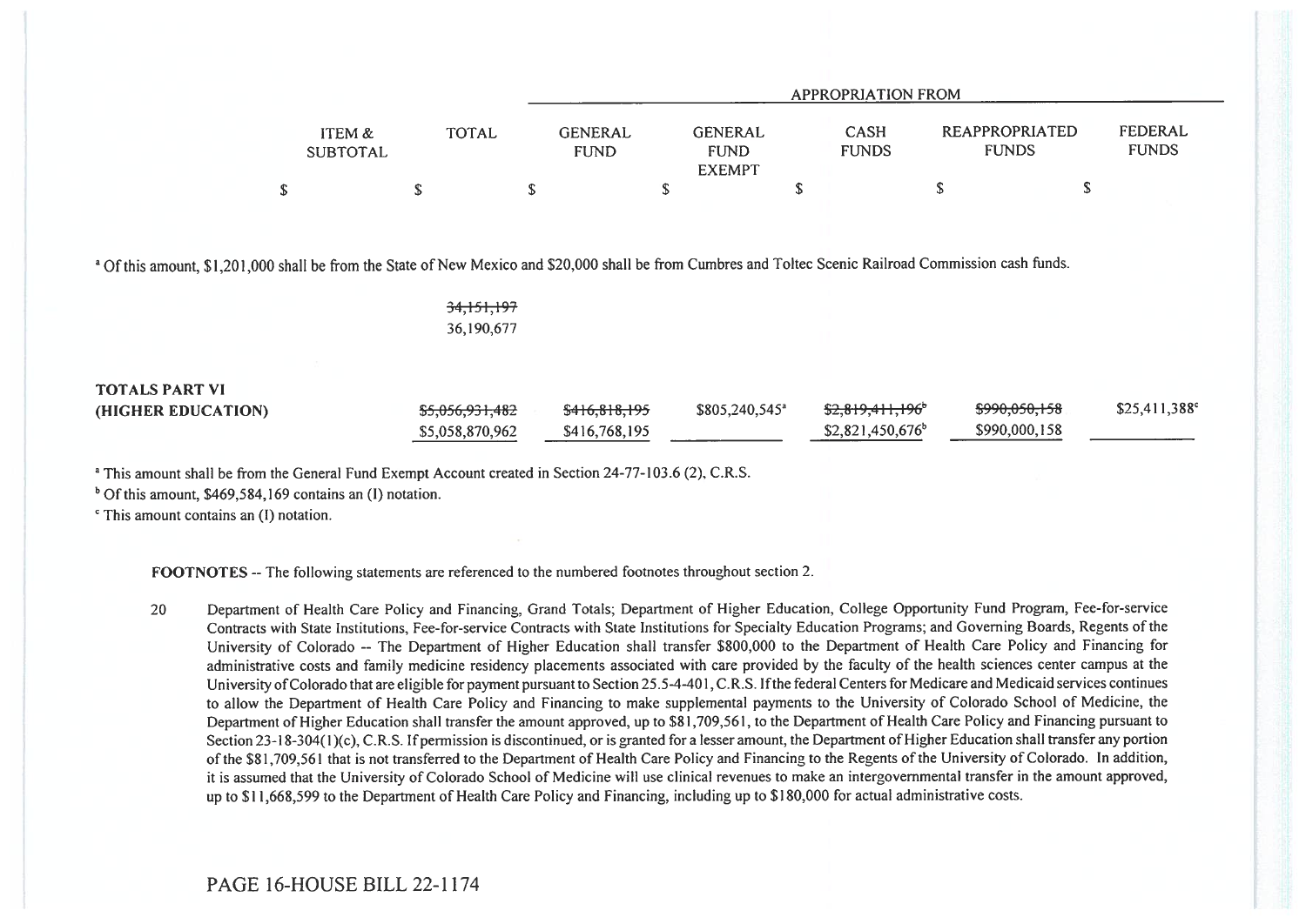| | ITEM & SUBTOTAL | TOTAL | APPROPRIATION FROM | | | | |
|---|---|---|---|---|---|---|---|
| | | | GENERAL FUND | GENERAL FUND EXEMPT | CASH FUNDS | REAPPROPRIATED FUNDS | FEDERAL FUNDS |
| | $ | $ | $ | $ | $ | $ | $ |

[a] Of this amount, $1,201,000 shall be from the State of New Mexico and $20,000 shall be from Cumbres and Toltec Scenic Railroad Commission cash funds.

| | ITEM & SUBTOTAL | TOTAL | GENERAL FUND | GENERAL FUND EXEMPT | CASH FUNDS | REAPPROPRIATED FUNDS | FEDERAL FUNDS |
|---|---|---|---|---|---|---|---|
| | | ~~34,151,197~~ 36,190,677 | | | | | |
| **TOTALS PART VI (HIGHER EDUCATION)** | | ~~$5,056,931,482~~ $5,058,870,962 | ~~$416,818,195~~ $416,768,195 | $805,240,545[a] | ~~$2,819,411,196~~[b] $2,821,450,676[b] | ~~$990,050,158~~ $990,000,158 | $25,411,388[c] |

[a] This amount shall be from the General Fund Exempt Account created in Section 24-77-103.6 (2), C.R.S.

[b] Of this amount, $469,584,169 contains an (I) notation.

[c] This amount contains an (I) notation.

**FOOTNOTES** -- The following statements are referenced to the numbered footnotes throughout section 2.

20 Department of Health Care Policy and Financing, Grand Totals; Department of Higher Education, College Opportunity Fund Program, Fee-for-service Contracts with State Institutions, Fee-for-service Contracts with State Institutions for Specialty Education Programs; and Governing Boards, Regents of the University of Colorado -- The Department of Higher Education shall transfer $800,000 to the Department of Health Care Policy and Financing for administrative costs and family medicine residency placements associated with care provided by the faculty of the health sciences center campus at the University of Colorado that are eligible for payment pursuant to Section 25.5-4-401, C.R.S. If the federal Centers for Medicare and Medicaid services continues to allow the Department of Health Care Policy and Financing to make supplemental payments to the University of Colorado School of Medicine, the Department of Higher Education shall transfer the amount approved, up to $81,709,561, to the Department of Health Care Policy and Financing pursuant to Section 23-18-304(1)(c), C.R.S. If permission is discontinued, or is granted for a lesser amount, the Department of Higher Education shall transfer any portion of the $81,709,561 that is not transferred to the Department of Health Care Policy and Financing to the Regents of the University of Colorado. In addition, it is assumed that the University of Colorado School of Medicine will use clinical revenues to make an intergovernmental transfer in the amount approved, up to $11,668,599 to the Department of Health Care Policy and Financing, including up to $180,000 for actual administrative costs.

PAGE 16-HOUSE BILL 22-1174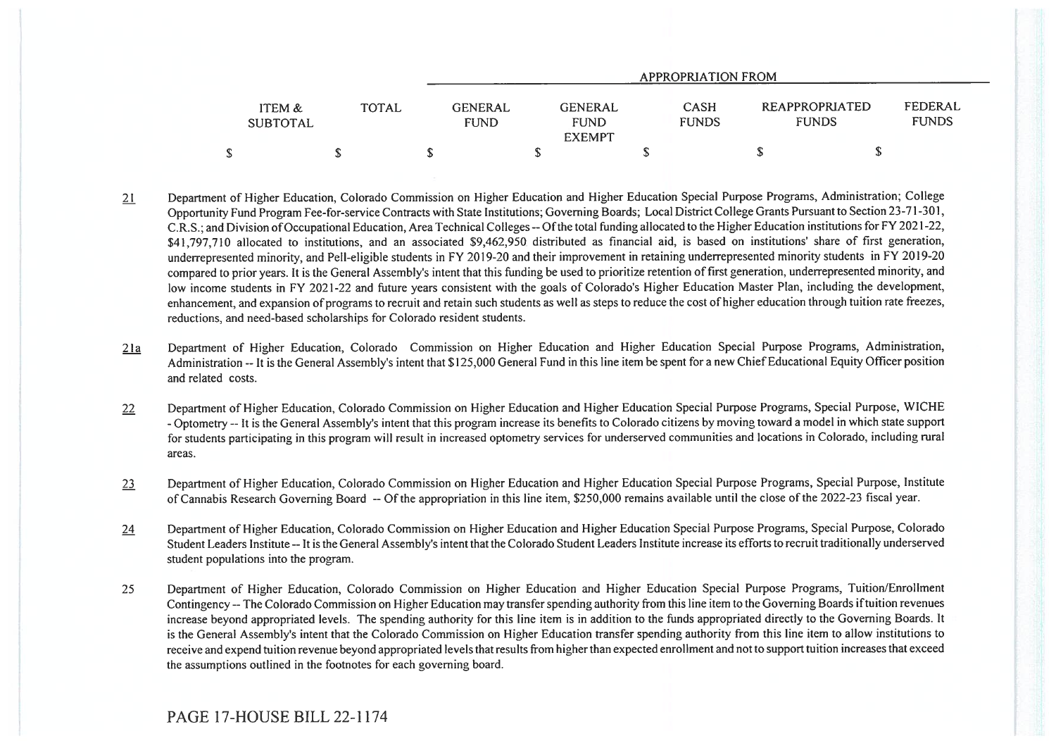| | | APPROPRIATION FROM | | | | |
|---|---|---|---|---|---|---|
| ITEM & SUBTOTAL | TOTAL | GENERAL FUND | GENERAL FUND EXEMPT | CASH FUNDS | REAPPROPRIATED FUNDS | FEDERAL FUNDS |
| $ | $ | $ | $ | $ | $ | $ |

21 Department of Higher Education, Colorado Commission on Higher Education and Higher Education Special Purpose Programs, Administration; College Opportunity Fund Program Fee-for-service Contracts with State Institutions; Governing Boards; Local District College Grants Pursuant to Section 23-71-301, C.R.S.; and Division of Occupational Education, Area Technical Colleges -- Of the total funding allocated to the Higher Education institutions for FY 2021-22, $41,797,710 allocated to institutions, and an associated $9,462,950 distributed as financial aid, is based on institutions' share of first generation, underrepresented minority, and Pell-eligible students in FY 2019-20 and their improvement in retaining underrepresented minority students in FY 2019-20 compared to prior years. It is the General Assembly's intent that this funding be used to prioritize retention of first generation, underrepresented minority, and low income students in FY 2021-22 and future years consistent with the goals of Colorado's Higher Education Master Plan, including the development, enhancement, and expansion of programs to recruit and retain such students as well as steps to reduce the cost of higher education through tuition rate freezes, reductions, and need-based scholarships for Colorado resident students.

21a Department of Higher Education, Colorado Commission on Higher Education and Higher Education Special Purpose Programs, Administration, Administration -- It is the General Assembly's intent that $125,000 General Fund in this line item be spent for a new Chief Educational Equity Officer position and related costs.

22 Department of Higher Education, Colorado Commission on Higher Education and Higher Education Special Purpose Programs, Special Purpose, WICHE - Optometry -- It is the General Assembly's intent that this program increase its benefits to Colorado citizens by moving toward a model in which state support for students participating in this program will result in increased optometry services for underserved communities and locations in Colorado, including rural areas.

23 Department of Higher Education, Colorado Commission on Higher Education and Higher Education Special Purpose Programs, Special Purpose, Institute of Cannabis Research Governing Board -- Of the appropriation in this line item, $250,000 remains available until the close of the 2022-23 fiscal year.

24 Department of Higher Education, Colorado Commission on Higher Education and Higher Education Special Purpose Programs, Special Purpose, Colorado Student Leaders Institute -- It is the General Assembly's intent that the Colorado Student Leaders Institute increase its efforts to recruit traditionally underserved student populations into the program.

25 Department of Higher Education, Colorado Commission on Higher Education and Higher Education Special Purpose Programs, Tuition/Enrollment Contingency -- The Colorado Commission on Higher Education may transfer spending authority from this line item to the Governing Boards if tuition revenues increase beyond appropriated levels. The spending authority for this line item is in addition to the funds appropriated directly to the Governing Boards. It is the General Assembly's intent that the Colorado Commission on Higher Education transfer spending authority from this line item to allow institutions to receive and expend tuition revenue beyond appropriated levels that results from higher than expected enrollment and not to support tuition increases that exceed the assumptions outlined in the footnotes for each governing board.

PAGE 17-HOUSE BILL 22-1174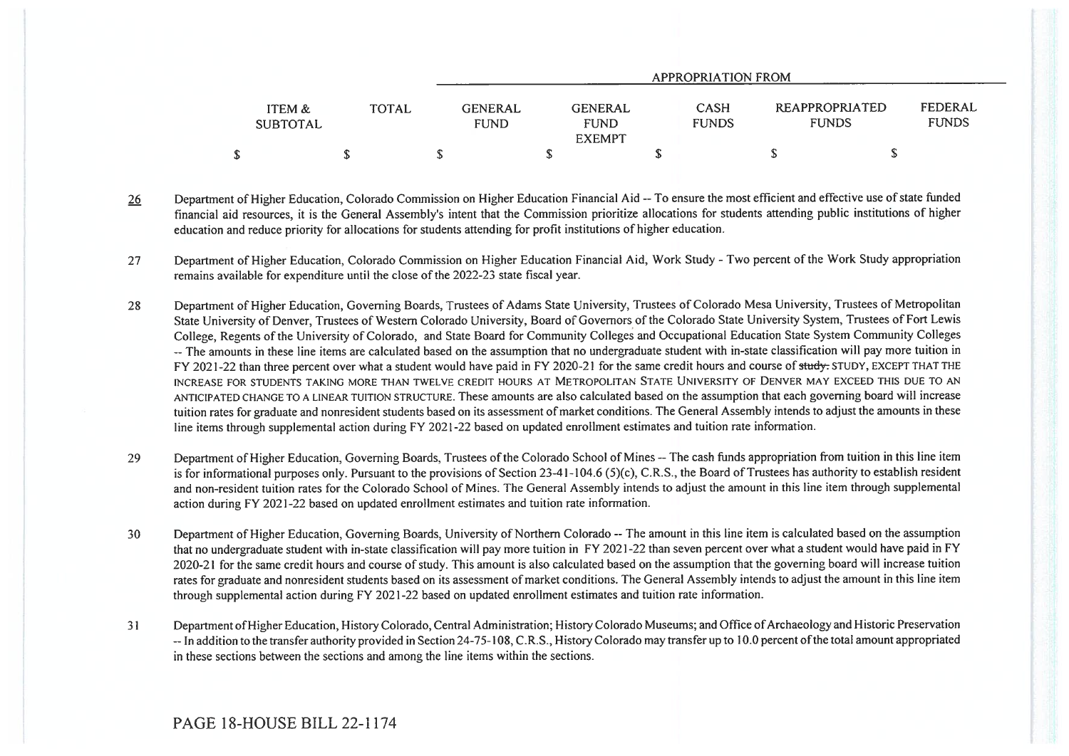| ITEM & SUBTOTAL | TOTAL | APPROPRIATION FROM | | | | |
|---|---|---|---|---|---|---|
| | | GENERAL FUND | GENERAL FUND EXEMPT | CASH FUNDS | REAPPROPRIATED FUNDS | FEDERAL FUNDS |
| $ | $ | $ | $ | $ | $ | $ |

26 Department of Higher Education, Colorado Commission on Higher Education Financial Aid -- To ensure the most efficient and effective use of state funded financial aid resources, it is the General Assembly's intent that the Commission prioritize allocations for students attending public institutions of higher education and reduce priority for allocations for students attending for profit institutions of higher education.

27 Department of Higher Education, Colorado Commission on Higher Education Financial Aid, Work Study - Two percent of the Work Study appropriation remains available for expenditure until the close of the 2022-23 state fiscal year.

28 Department of Higher Education, Governing Boards, Trustees of Adams State University, Trustees of Colorado Mesa University, Trustees of Metropolitan State University of Denver, Trustees of Western Colorado University, Board of Governors of the Colorado State University System, Trustees of Fort Lewis College, Regents of the University of Colorado, and State Board for Community Colleges and Occupational Education State System Community Colleges -- The amounts in these line items are calculated based on the assumption that no undergraduate student with in-state classification will pay more tuition in FY 2021-22 than three percent over what a student would have paid in FY 2020-21 for the same credit hours and course of ~~study.~~ STUDY, EXCEPT THAT THE INCREASE FOR STUDENTS TAKING MORE THAN TWELVE CREDIT HOURS AT METROPOLITAN STATE UNIVERSITY OF DENVER MAY EXCEED THIS DUE TO AN ANTICIPATED CHANGE TO A LINEAR TUITION STRUCTURE. These amounts are also calculated based on the assumption that each governing board will increase tuition rates for graduate and nonresident students based on its assessment of market conditions. The General Assembly intends to adjust the amounts in these line items through supplemental action during FY 2021-22 based on updated enrollment estimates and tuition rate information.

29 Department of Higher Education, Governing Boards, Trustees of the Colorado School of Mines -- The cash funds appropriation from tuition in this line item is for informational purposes only. Pursuant to the provisions of Section 23-41-104.6 (5)(c), C.R.S., the Board of Trustees has authority to establish resident and non-resident tuition rates for the Colorado School of Mines. The General Assembly intends to adjust the amount in this line item through supplemental action during FY 2021-22 based on updated enrollment estimates and tuition rate information.

30 Department of Higher Education, Governing Boards, University of Northern Colorado -- The amount in this line item is calculated based on the assumption that no undergraduate student with in-state classification will pay more tuition in FY 2021-22 than seven percent over what a student would have paid in FY 2020-21 for the same credit hours and course of study. This amount is also calculated based on the assumption that the governing board will increase tuition rates for graduate and nonresident students based on its assessment of market conditions. The General Assembly intends to adjust the amount in this line item through supplemental action during FY 2021-22 based on updated enrollment estimates and tuition rate information.

31 Department of Higher Education, History Colorado, Central Administration; History Colorado Museums; and Office of Archaeology and Historic Preservation -- In addition to the transfer authority provided in Section 24-75-108, C.R.S., History Colorado may transfer up to 10.0 percent of the total amount appropriated in these sections between the sections and among the line items within the sections.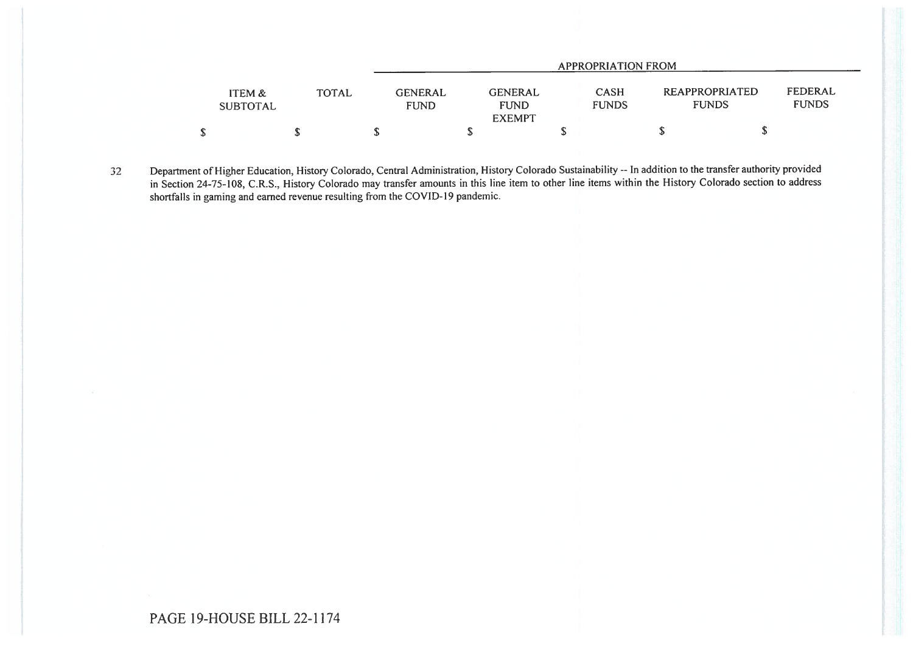| ITEM & SUBTOTAL | TOTAL | APPROPRIATION FROM | | | | |
|---|---|---|---|---|---|---|
| | | GENERAL FUND | GENERAL FUND EXEMPT | CASH FUNDS | REAPPROPRIATED FUNDS | FEDERAL FUNDS |
| $ | $ | $ | $ | $ | $ | $ |

32 Department of Higher Education, History Colorado, Central Administration, History Colorado Sustainability -- In addition to the transfer authority provided in Section 24-75-108, C.R.S., History Colorado may transfer amounts in this line item to other line items within the History Colorado section to address shortfalls in gaming and earned revenue resulting from the COVID-19 pandemic.

PAGE 19-HOUSE BILL 22-1174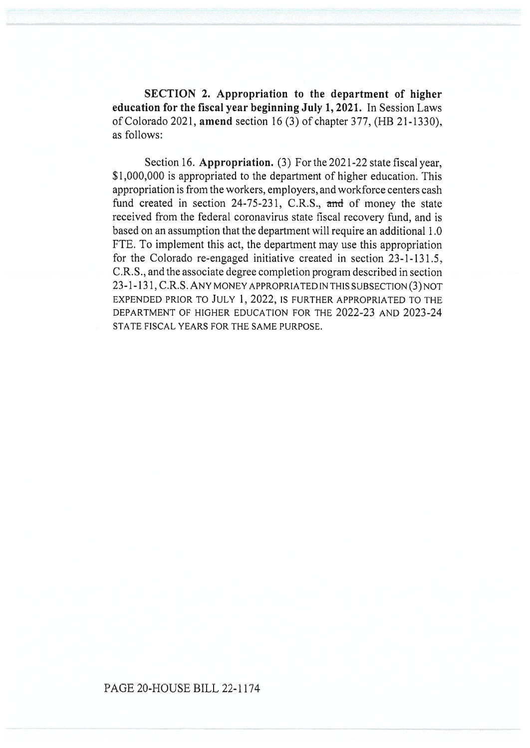**SECTION 2. Appropriation to the department of higher education for the fiscal year beginning July 1, 2021.** In Session Laws of Colorado 2021, **amend** section 16 (3) of chapter 377, (HB 21-1330), as follows:

Section 16. **Appropriation.** (3) For the 2021-22 state fiscal year, $1,000,000 is appropriated to the department of higher education. This appropriation is from the workers, employers, and workforce centers cash fund created in section 24-75-231, C.R.S., ~~and~~ of money the state received from the federal coronavirus state fiscal recovery fund, and is based on an assumption that the department will require an additional 1.0 FTE. To implement this act, the department may use this appropriation for the Colorado re-engaged initiative created in section 23-1-131.5, C.R.S., and the associate degree completion program described in section 23-1-131, C.R.S. ANY MONEY APPROPRIATED IN THIS SUBSECTION (3) NOT EXPENDED PRIOR TO JULY 1, 2022, IS FURTHER APPROPRIATED TO THE DEPARTMENT OF HIGHER EDUCATION FOR THE 2022-23 AND 2023-24 STATE FISCAL YEARS FOR THE SAME PURPOSE.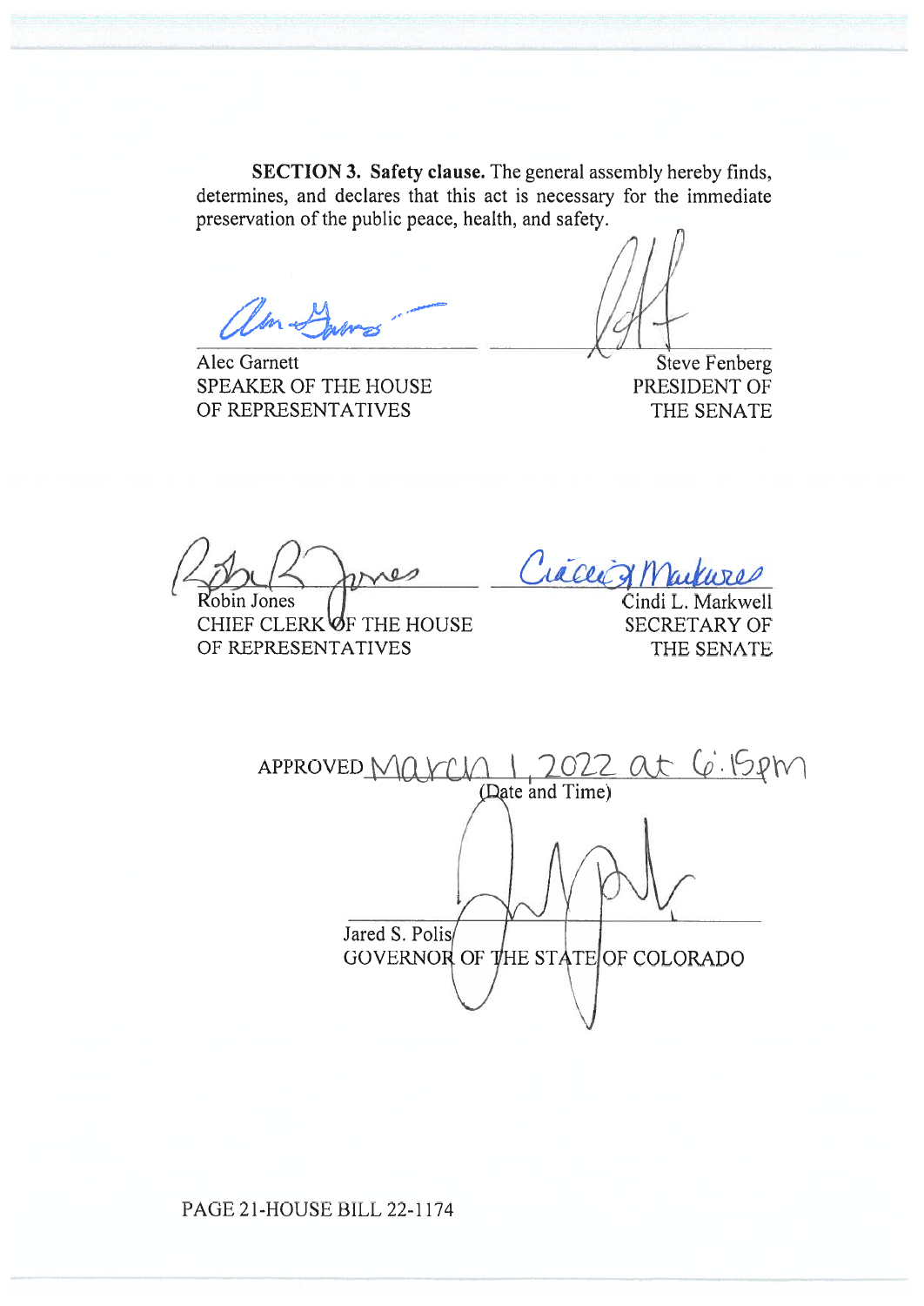**SECTION 3. Safety clause.** The general assembly hereby finds, determines, and declares that this act is necessary for the immediate preservation of the public peace, health, and safety.

Alec Garnett
SPEAKER OF THE HOUSE
OF REPRESENTATIVES

Steve Fenberg
PRESIDENT OF
THE SENATE

Robin Jones
CHIEF CLERK OF THE HOUSE
OF REPRESENTATIVES

Cindi L. Markwell
SECRETARY OF
THE SENATE

APPROVED March 1, 2022 at 6:15pm
(Date and Time)

Jared S. Polis
GOVERNOR OF THE STATE OF COLORADO

PAGE 21-HOUSE BILL 22-1174